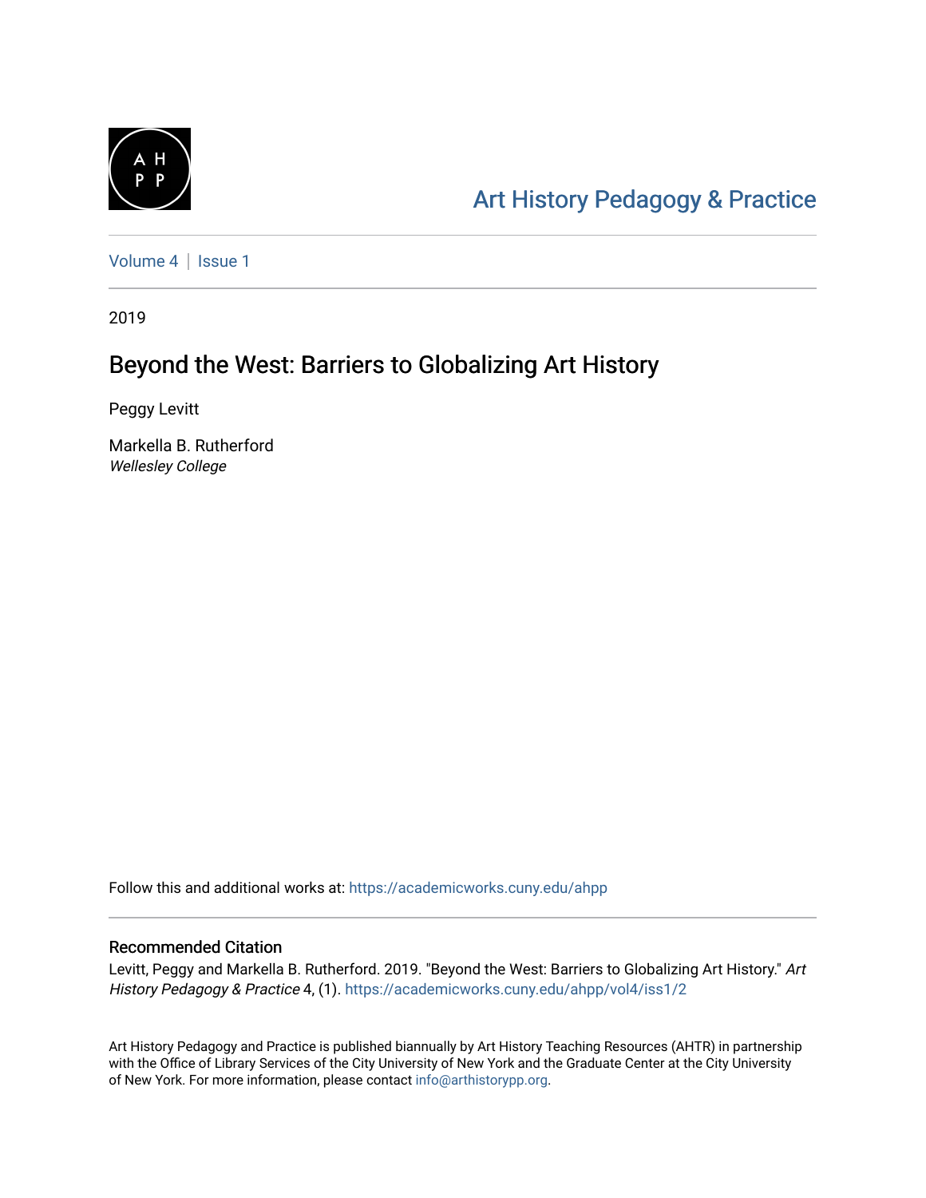Art History Pedagogy & Practice

Volume 4 | Issue 1

2019

# Beyond the West: Barriers to Globalizing Art History

Peggy Levitt

Markella B. Rutherford
*Wellesley College*

Follow this and additional works at: https://academicworks.cuny.edu/ahpp

## Recommended Citation

Levitt, Peggy and Markella B. Rutherford. 2019. "Beyond the West: Barriers to Globalizing Art History." *Art History Pedagogy & Practice* 4, (1). https://academicworks.cuny.edu/ahpp/vol4/iss1/2

Art History Pedagogy and Practice is published biannually by Art History Teaching Resources (AHTR) in partnership with the Office of Library Services of the City University of New York and the Graduate Center at the City University of New York. For more information, please contact info@arthistorypp.org.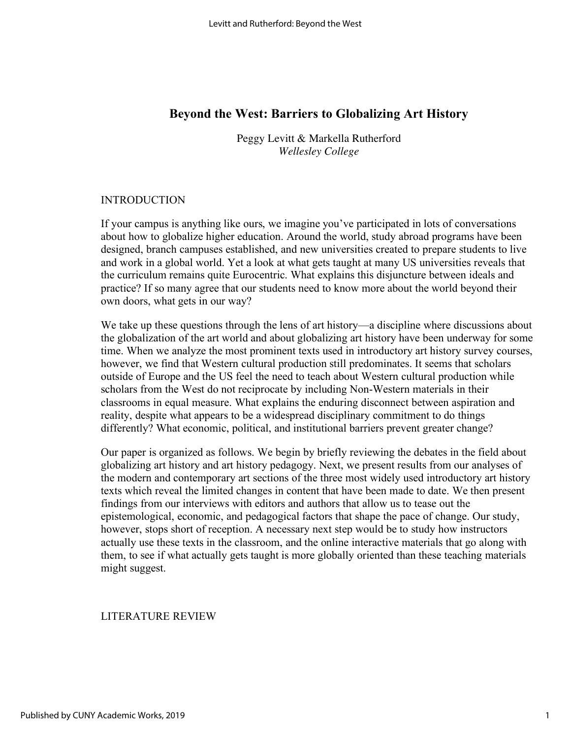# Beyond the West: Barriers to Globalizing Art History

Peggy Levitt & Markella Rutherford
*Wellesley College*

## INTRODUCTION

If your campus is anything like ours, we imagine you've participated in lots of conversations about how to globalize higher education. Around the world, study abroad programs have been designed, branch campuses established, and new universities created to prepare students to live and work in a global world. Yet a look at what gets taught at many US universities reveals that the curriculum remains quite Eurocentric. What explains this disjuncture between ideals and practice? If so many agree that our students need to know more about the world beyond their own doors, what gets in our way?

We take up these questions through the lens of art history—a discipline where discussions about the globalization of the art world and about globalizing art history have been underway for some time. When we analyze the most prominent texts used in introductory art history survey courses, however, we find that Western cultural production still predominates. It seems that scholars outside of Europe and the US feel the need to teach about Western cultural production while scholars from the West do not reciprocate by including Non-Western materials in their classrooms in equal measure. What explains the enduring disconnect between aspiration and reality, despite what appears to be a widespread disciplinary commitment to do things differently? What economic, political, and institutional barriers prevent greater change?

Our paper is organized as follows. We begin by briefly reviewing the debates in the field about globalizing art history and art history pedagogy. Next, we present results from our analyses of the modern and contemporary art sections of the three most widely used introductory art history texts which reveal the limited changes in content that have been made to date. We then present findings from our interviews with editors and authors that allow us to tease out the epistemological, economic, and pedagogical factors that shape the pace of change. Our study, however, stops short of reception. A necessary next step would be to study how instructors actually use these texts in the classroom, and the online interactive materials that go along with them, to see if what actually gets taught is more globally oriented than these teaching materials might suggest.

## LITERATURE REVIEW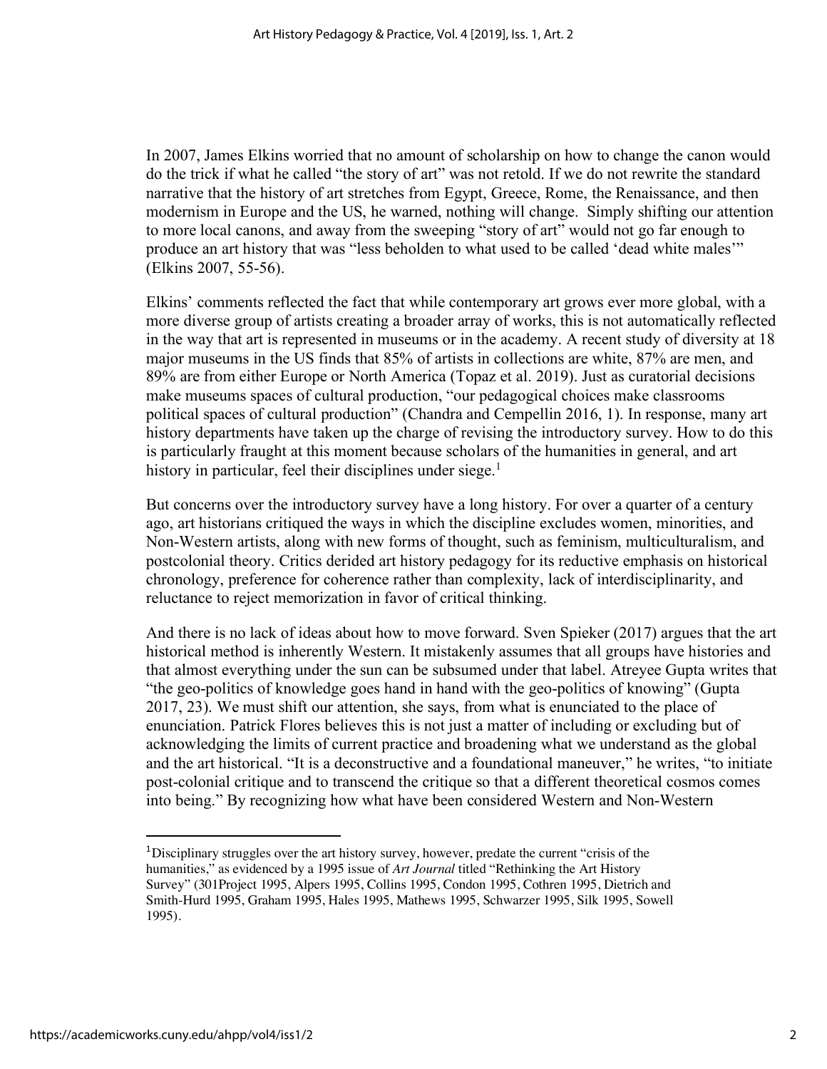In 2007, James Elkins worried that no amount of scholarship on how to change the canon would do the trick if what he called "the story of art" was not retold. If we do not rewrite the standard narrative that the history of art stretches from Egypt, Greece, Rome, the Renaissance, and then modernism in Europe and the US, he warned, nothing will change. Simply shifting our attention to more local canons, and away from the sweeping "story of art" would not go far enough to produce an art history that was "less beholden to what used to be called 'dead white males'" (Elkins 2007, 55-56).

Elkins' comments reflected the fact that while contemporary art grows ever more global, with a more diverse group of artists creating a broader array of works, this is not automatically reflected in the way that art is represented in museums or in the academy. A recent study of diversity at 18 major museums in the US finds that 85% of artists in collections are white, 87% are men, and 89% are from either Europe or North America (Topaz et al. 2019). Just as curatorial decisions make museums spaces of cultural production, "our pedagogical choices make classrooms political spaces of cultural production" (Chandra and Cempellin 2016, 1). In response, many art history departments have taken up the charge of revising the introductory survey. How to do this is particularly fraught at this moment because scholars of the humanities in general, and art history in particular, feel their disciplines under siege.[1]

But concerns over the introductory survey have a long history. For over a quarter of a century ago, art historians critiqued the ways in which the discipline excludes women, minorities, and Non-Western artists, along with new forms of thought, such as feminism, multiculturalism, and postcolonial theory. Critics derided art history pedagogy for its reductive emphasis on historical chronology, preference for coherence rather than complexity, lack of interdisciplinarity, and reluctance to reject memorization in favor of critical thinking.

And there is no lack of ideas about how to move forward. Sven Spieker (2017) argues that the art historical method is inherently Western. It mistakenly assumes that all groups have histories and that almost everything under the sun can be subsumed under that label. Atreyee Gupta writes that "the geo-politics of knowledge goes hand in hand with the geo-politics of knowing" (Gupta 2017, 23). We must shift our attention, she says, from what is enunciated to the place of enunciation. Patrick Flores believes this is not just a matter of including or excluding but of acknowledging the limits of current practice and broadening what we understand as the global and the art historical. "It is a deconstructive and a foundational maneuver," he writes, "to initiate post-colonial critique and to transcend the critique so that a different theoretical cosmos comes into being." By recognizing how what have been considered Western and Non-Western

---

[1] Disciplinary struggles over the art history survey, however, predate the current "crisis of the humanities," as evidenced by a 1995 issue of *Art Journal* titled "Rethinking the Art History Survey" (301Project 1995, Alpers 1995, Collins 1995, Condon 1995, Cothren 1995, Dietrich and Smith-Hurd 1995, Graham 1995, Hales 1995, Mathews 1995, Schwarzer 1995, Silk 1995, Sowell 1995).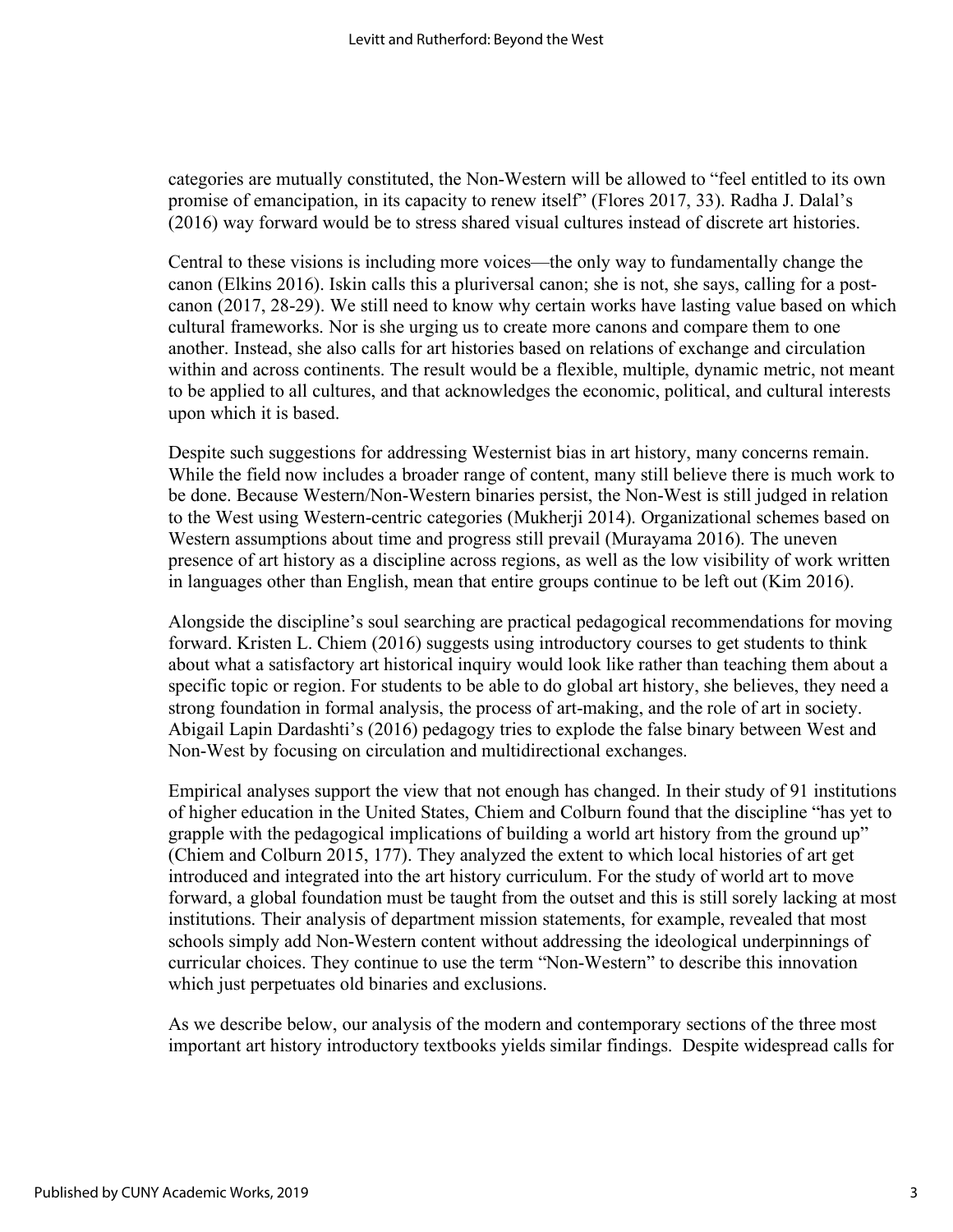categories are mutually constituted, the Non-Western will be allowed to "feel entitled to its own promise of emancipation, in its capacity to renew itself" (Flores 2017, 33). Radha J. Dalal's (2016) way forward would be to stress shared visual cultures instead of discrete art histories.

Central to these visions is including more voices—the only way to fundamentally change the canon (Elkins 2016). Iskin calls this a pluriversal canon; she is not, she says, calling for a post-canon (2017, 28-29). We still need to know why certain works have lasting value based on which cultural frameworks. Nor is she urging us to create more canons and compare them to one another. Instead, she also calls for art histories based on relations of exchange and circulation within and across continents. The result would be a flexible, multiple, dynamic metric, not meant to be applied to all cultures, and that acknowledges the economic, political, and cultural interests upon which it is based.

Despite such suggestions for addressing Westernist bias in art history, many concerns remain. While the field now includes a broader range of content, many still believe there is much work to be done. Because Western/Non-Western binaries persist, the Non-West is still judged in relation to the West using Western-centric categories (Mukherji 2014). Organizational schemes based on Western assumptions about time and progress still prevail (Murayama 2016). The uneven presence of art history as a discipline across regions, as well as the low visibility of work written in languages other than English, mean that entire groups continue to be left out (Kim 2016).

Alongside the discipline's soul searching are practical pedagogical recommendations for moving forward. Kristen L. Chiem (2016) suggests using introductory courses to get students to think about what a satisfactory art historical inquiry would look like rather than teaching them about a specific topic or region. For students to be able to do global art history, she believes, they need a strong foundation in formal analysis, the process of art-making, and the role of art in society. Abigail Lapin Dardashti's (2016) pedagogy tries to explode the false binary between West and Non-West by focusing on circulation and multidirectional exchanges.

Empirical analyses support the view that not enough has changed. In their study of 91 institutions of higher education in the United States, Chiem and Colburn found that the discipline "has yet to grapple with the pedagogical implications of building a world art history from the ground up" (Chiem and Colburn 2015, 177). They analyzed the extent to which local histories of art get introduced and integrated into the art history curriculum. For the study of world art to move forward, a global foundation must be taught from the outset and this is still sorely lacking at most institutions. Their analysis of department mission statements, for example, revealed that most schools simply add Non-Western content without addressing the ideological underpinnings of curricular choices. They continue to use the term "Non-Western" to describe this innovation which just perpetuates old binaries and exclusions.

As we describe below, our analysis of the modern and contemporary sections of the three most important art history introductory textbooks yields similar findings. Despite widespread calls for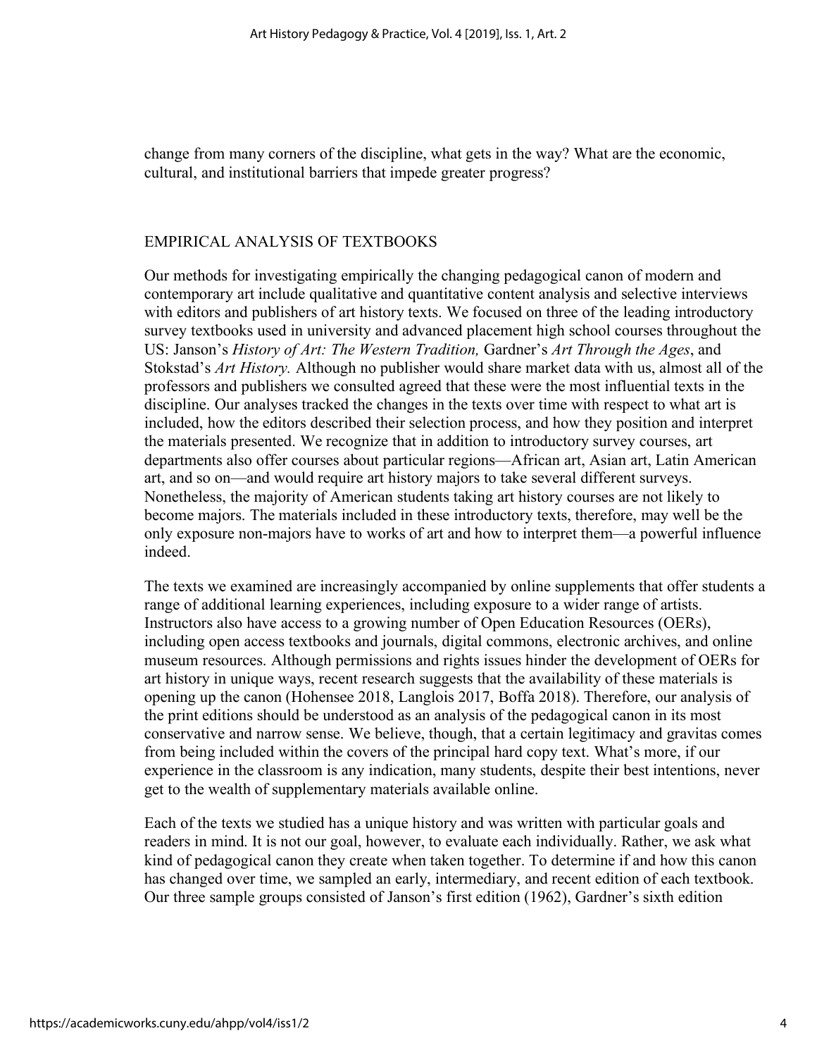change from many corners of the discipline, what gets in the way? What are the economic, cultural, and institutional barriers that impede greater progress?

## EMPIRICAL ANALYSIS OF TEXTBOOKS

Our methods for investigating empirically the changing pedagogical canon of modern and contemporary art include qualitative and quantitative content analysis and selective interviews with editors and publishers of art history texts. We focused on three of the leading introductory survey textbooks used in university and advanced placement high school courses throughout the US: Janson's *History of Art: The Western Tradition,* Gardner's *Art Through the Ages*, and Stokstad's *Art History.* Although no publisher would share market data with us, almost all of the professors and publishers we consulted agreed that these were the most influential texts in the discipline. Our analyses tracked the changes in the texts over time with respect to what art is included, how the editors described their selection process, and how they position and interpret the materials presented. We recognize that in addition to introductory survey courses, art departments also offer courses about particular regions—African art, Asian art, Latin American art, and so on—and would require art history majors to take several different surveys. Nonetheless, the majority of American students taking art history courses are not likely to become majors. The materials included in these introductory texts, therefore, may well be the only exposure non-majors have to works of art and how to interpret them—a powerful influence indeed.

The texts we examined are increasingly accompanied by online supplements that offer students a range of additional learning experiences, including exposure to a wider range of artists. Instructors also have access to a growing number of Open Education Resources (OERs), including open access textbooks and journals, digital commons, electronic archives, and online museum resources. Although permissions and rights issues hinder the development of OERs for art history in unique ways, recent research suggests that the availability of these materials is opening up the canon (Hohensee 2018, Langlois 2017, Boffa 2018). Therefore, our analysis of the print editions should be understood as an analysis of the pedagogical canon in its most conservative and narrow sense. We believe, though, that a certain legitimacy and gravitas comes from being included within the covers of the principal hard copy text. What's more, if our experience in the classroom is any indication, many students, despite their best intentions, never get to the wealth of supplementary materials available online.

Each of the texts we studied has a unique history and was written with particular goals and readers in mind. It is not our goal, however, to evaluate each individually. Rather, we ask what kind of pedagogical canon they create when taken together. To determine if and how this canon has changed over time, we sampled an early, intermediary, and recent edition of each textbook. Our three sample groups consisted of Janson's first edition (1962), Gardner's sixth edition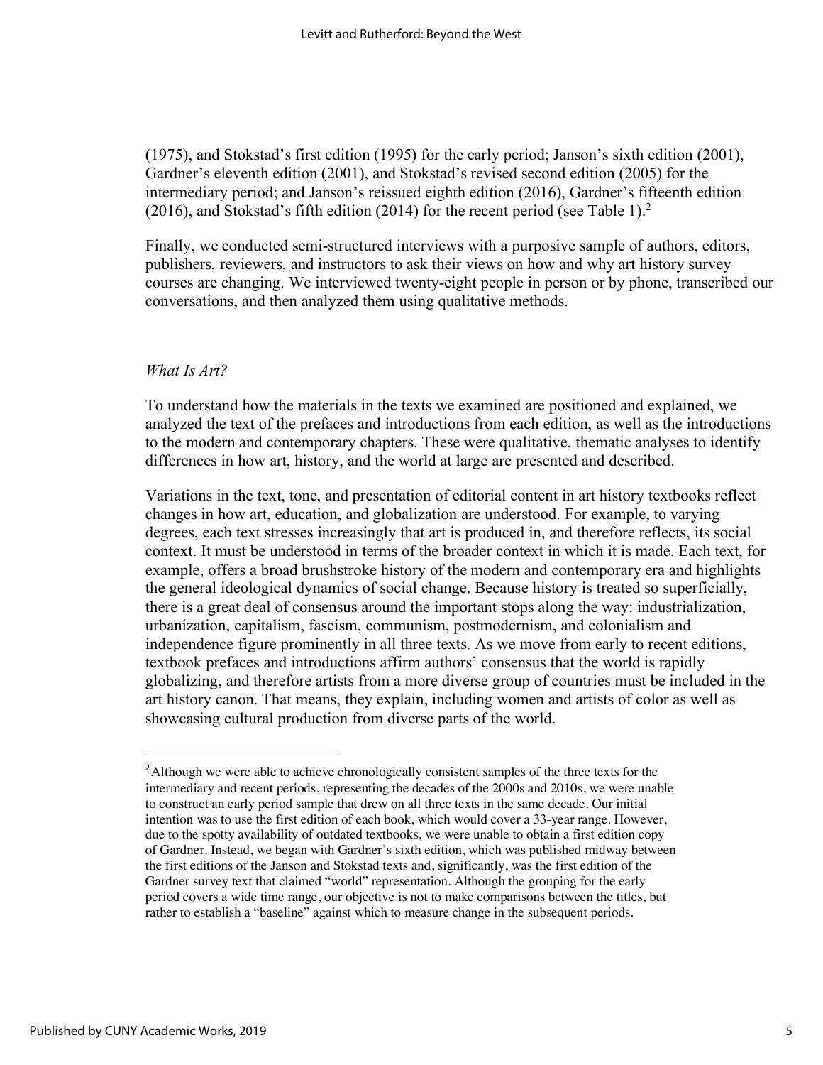(1975), and Stokstad's first edition (1995) for the early period; Janson's sixth edition (2001), Gardner's eleventh edition (2001), and Stokstad's revised second edition (2005) for the intermediary period; and Janson's reissued eighth edition (2016), Gardner's fifteenth edition (2016), and Stokstad's fifth edition (2014) for the recent period (see Table 1).[2]

Finally, we conducted semi-structured interviews with a purposive sample of authors, editors, publishers, reviewers, and instructors to ask their views on how and why art history survey courses are changing. We interviewed twenty-eight people in person or by phone, transcribed our conversations, and then analyzed them using qualitative methods.

*What Is Art?*

To understand how the materials in the texts we examined are positioned and explained, we analyzed the text of the prefaces and introductions from each edition, as well as the introductions to the modern and contemporary chapters. These were qualitative, thematic analyses to identify differences in how art, history, and the world at large are presented and described.

Variations in the text, tone, and presentation of editorial content in art history textbooks reflect changes in how art, education, and globalization are understood. For example, to varying degrees, each text stresses increasingly that art is produced in, and therefore reflects, its social context. It must be understood in terms of the broader context in which it is made. Each text, for example, offers a broad brushstroke history of the modern and contemporary era and highlights the general ideological dynamics of social change. Because history is treated so superficially, there is a great deal of consensus around the important stops along the way: industrialization, urbanization, capitalism, fascism, communism, postmodernism, and colonialism and independence figure prominently in all three texts. As we move from early to recent editions, textbook prefaces and introductions affirm authors' consensus that the world is rapidly globalizing, and therefore artists from a more diverse group of countries must be included in the art history canon. That means, they explain, including women and artists of color as well as showcasing cultural production from diverse parts of the world.

[2] Although we were able to achieve chronologically consistent samples of the three texts for the intermediary and recent periods, representing the decades of the 2000s and 2010s, we were unable to construct an early period sample that drew on all three texts in the same decade. Our initial intention was to use the first edition of each book, which would cover a 33-year range. However, due to the spotty availability of outdated textbooks, we were unable to obtain a first edition copy of Gardner. Instead, we began with Gardner's sixth edition, which was published midway between the first editions of the Janson and Stokstad texts and, significantly, was the first edition of the Gardner survey text that claimed "world" representation. Although the grouping for the early period covers a wide time range, our objective is not to make comparisons between the titles, but rather to establish a "baseline" against which to measure change in the subsequent periods.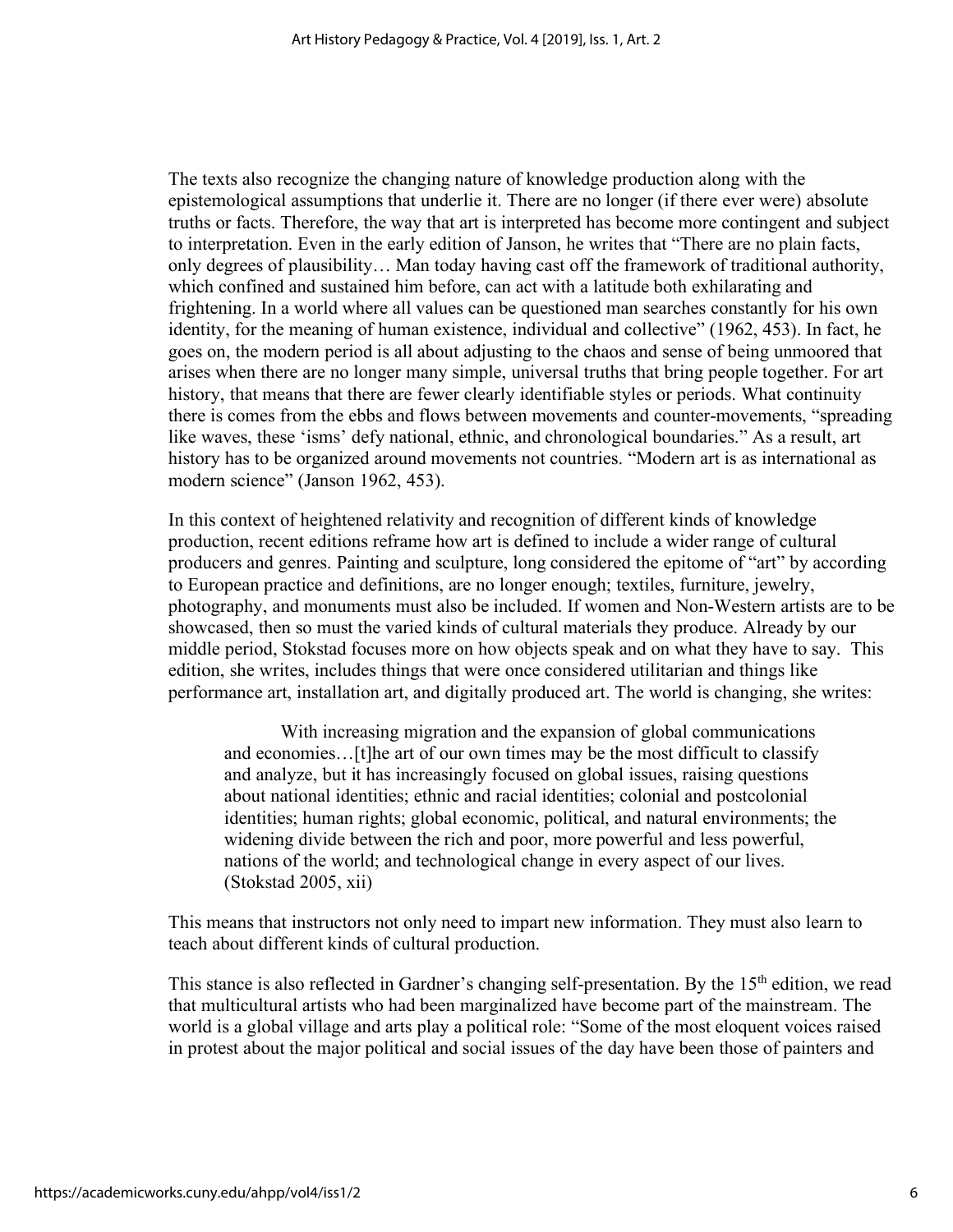The texts also recognize the changing nature of knowledge production along with the epistemological assumptions that underlie it. There are no longer (if there ever were) absolute truths or facts. Therefore, the way that art is interpreted has become more contingent and subject to interpretation. Even in the early edition of Janson, he writes that "There are no plain facts, only degrees of plausibility… Man today having cast off the framework of traditional authority, which confined and sustained him before, can act with a latitude both exhilarating and frightening. In a world where all values can be questioned man searches constantly for his own identity, for the meaning of human existence, individual and collective" (1962, 453). In fact, he goes on, the modern period is all about adjusting to the chaos and sense of being unmoored that arises when there are no longer many simple, universal truths that bring people together. For art history, that means that there are fewer clearly identifiable styles or periods. What continuity there is comes from the ebbs and flows between movements and counter-movements, "spreading like waves, these 'isms' defy national, ethnic, and chronological boundaries." As a result, art history has to be organized around movements not countries. "Modern art is as international as modern science" (Janson 1962, 453).

In this context of heightened relativity and recognition of different kinds of knowledge production, recent editions reframe how art is defined to include a wider range of cultural producers and genres. Painting and sculpture, long considered the epitome of "art" by according to European practice and definitions, are no longer enough; textiles, furniture, jewelry, photography, and monuments must also be included. If women and Non-Western artists are to be showcased, then so must the varied kinds of cultural materials they produce. Already by our middle period, Stokstad focuses more on how objects speak and on what they have to say. This edition, she writes, includes things that were once considered utilitarian and things like performance art, installation art, and digitally produced art. The world is changing, she writes:

> With increasing migration and the expansion of global communications and economies…[t]he art of our own times may be the most difficult to classify and analyze, but it has increasingly focused on global issues, raising questions about national identities; ethnic and racial identities; colonial and postcolonial identities; human rights; global economic, political, and natural environments; the widening divide between the rich and poor, more powerful and less powerful, nations of the world; and technological change in every aspect of our lives. (Stokstad 2005, xii)

This means that instructors not only need to impart new information. They must also learn to teach about different kinds of cultural production.

This stance is also reflected in Gardner's changing self-presentation. By the 15th edition, we read that multicultural artists who had been marginalized have become part of the mainstream. The world is a global village and arts play a political role: "Some of the most eloquent voices raised in protest about the major political and social issues of the day have been those of painters and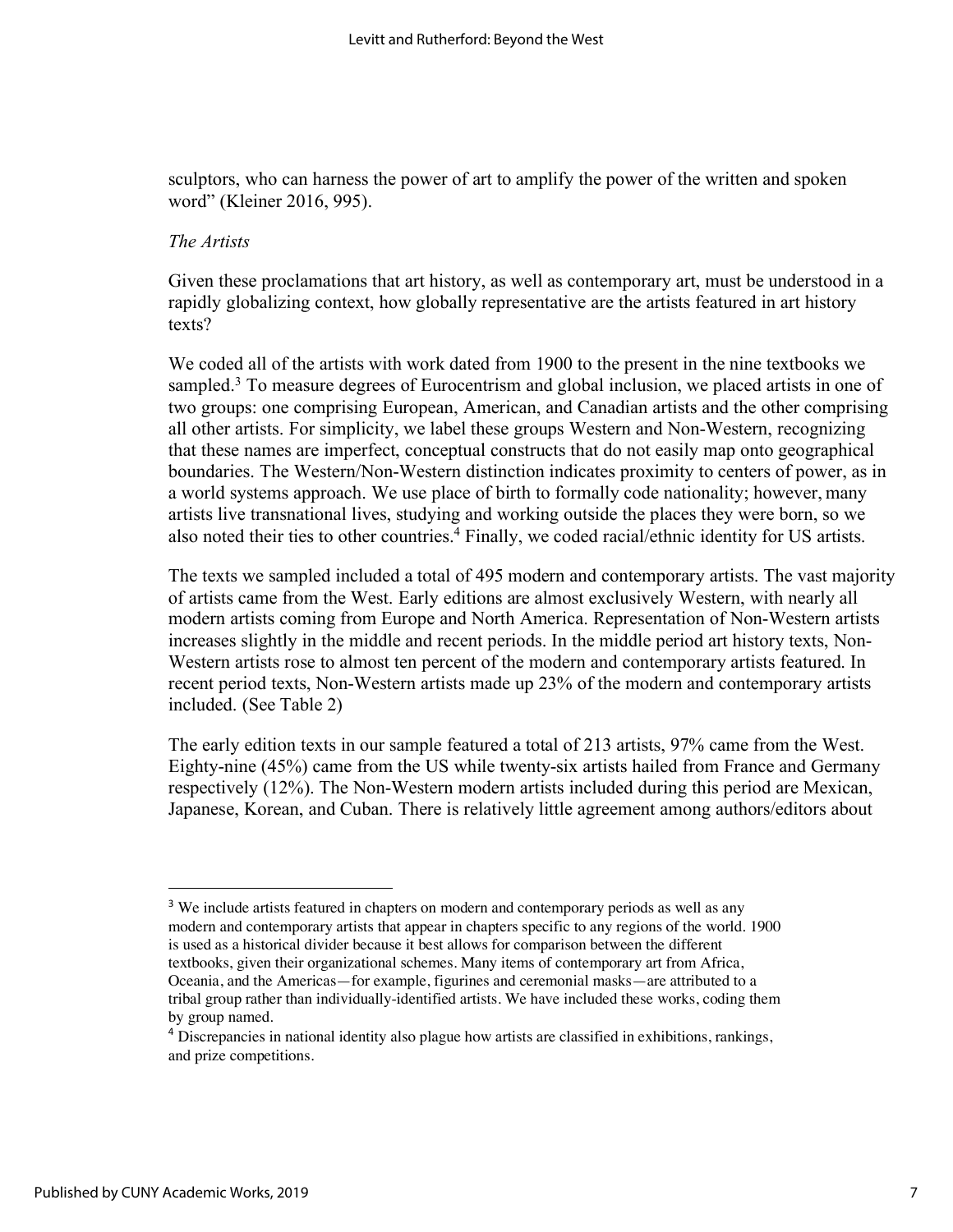sculptors, who can harness the power of art to amplify the power of the written and spoken word" (Kleiner 2016, 995).

*The Artists*

Given these proclamations that art history, as well as contemporary art, must be understood in a rapidly globalizing context, how globally representative are the artists featured in art history texts?

We coded all of the artists with work dated from 1900 to the present in the nine textbooks we sampled.[3] To measure degrees of Eurocentrism and global inclusion, we placed artists in one of two groups: one comprising European, American, and Canadian artists and the other comprising all other artists. For simplicity, we label these groups Western and Non-Western, recognizing that these names are imperfect, conceptual constructs that do not easily map onto geographical boundaries. The Western/Non-Western distinction indicates proximity to centers of power, as in a world systems approach. We use place of birth to formally code nationality; however, many artists live transnational lives, studying and working outside the places they were born, so we also noted their ties to other countries.[4] Finally, we coded racial/ethnic identity for US artists.

The texts we sampled included a total of 495 modern and contemporary artists. The vast majority of artists came from the West. Early editions are almost exclusively Western, with nearly all modern artists coming from Europe and North America. Representation of Non-Western artists increases slightly in the middle and recent periods. In the middle period art history texts, Non-Western artists rose to almost ten percent of the modern and contemporary artists featured. In recent period texts, Non-Western artists made up 23% of the modern and contemporary artists included. (See Table 2)

The early edition texts in our sample featured a total of 213 artists, 97% came from the West. Eighty-nine (45%) came from the US while twenty-six artists hailed from France and Germany respectively (12%). The Non-Western modern artists included during this period are Mexican, Japanese, Korean, and Cuban. There is relatively little agreement among authors/editors about

---

[3] We include artists featured in chapters on modern and contemporary periods as well as any modern and contemporary artists that appear in chapters specific to any regions of the world. 1900 is used as a historical divider because it best allows for comparison between the different textbooks, given their organizational schemes. Many items of contemporary art from Africa, Oceania, and the Americas—for example, figurines and ceremonial masks—are attributed to a tribal group rather than individually-identified artists. We have included these works, coding them by group named.

[4] Discrepancies in national identity also plague how artists are classified in exhibitions, rankings, and prize competitions.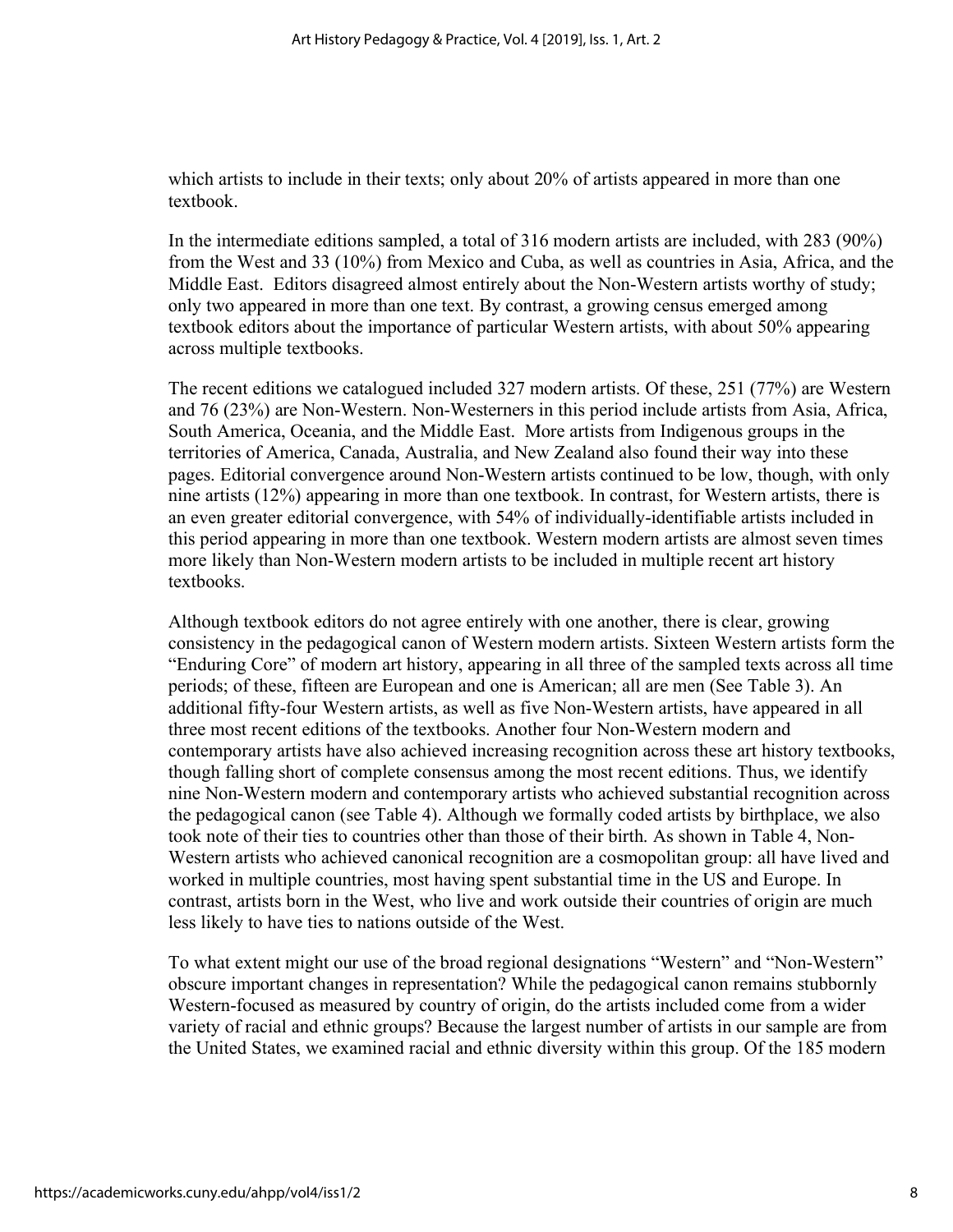which artists to include in their texts; only about 20% of artists appeared in more than one textbook.

In the intermediate editions sampled, a total of 316 modern artists are included, with 283 (90%) from the West and 33 (10%) from Mexico and Cuba, as well as countries in Asia, Africa, and the Middle East. Editors disagreed almost entirely about the Non-Western artists worthy of study; only two appeared in more than one text. By contrast, a growing census emerged among textbook editors about the importance of particular Western artists, with about 50% appearing across multiple textbooks.

The recent editions we catalogued included 327 modern artists. Of these, 251 (77%) are Western and 76 (23%) are Non-Western. Non-Westerners in this period include artists from Asia, Africa, South America, Oceania, and the Middle East. More artists from Indigenous groups in the territories of America, Canada, Australia, and New Zealand also found their way into these pages. Editorial convergence around Non-Western artists continued to be low, though, with only nine artists (12%) appearing in more than one textbook. In contrast, for Western artists, there is an even greater editorial convergence, with 54% of individually-identifiable artists included in this period appearing in more than one textbook. Western modern artists are almost seven times more likely than Non-Western modern artists to be included in multiple recent art history textbooks.

Although textbook editors do not agree entirely with one another, there is clear, growing consistency in the pedagogical canon of Western modern artists. Sixteen Western artists form the "Enduring Core" of modern art history, appearing in all three of the sampled texts across all time periods; of these, fifteen are European and one is American; all are men (See Table 3). An additional fifty-four Western artists, as well as five Non-Western artists, have appeared in all three most recent editions of the textbooks. Another four Non-Western modern and contemporary artists have also achieved increasing recognition across these art history textbooks, though falling short of complete consensus among the most recent editions. Thus, we identify nine Non-Western modern and contemporary artists who achieved substantial recognition across the pedagogical canon (see Table 4). Although we formally coded artists by birthplace, we also took note of their ties to countries other than those of their birth. As shown in Table 4, Non-Western artists who achieved canonical recognition are a cosmopolitan group: all have lived and worked in multiple countries, most having spent substantial time in the US and Europe. In contrast, artists born in the West, who live and work outside their countries of origin are much less likely to have ties to nations outside of the West.

To what extent might our use of the broad regional designations "Western" and "Non-Western" obscure important changes in representation? While the pedagogical canon remains stubbornly Western-focused as measured by country of origin, do the artists included come from a wider variety of racial and ethnic groups? Because the largest number of artists in our sample are from the United States, we examined racial and ethnic diversity within this group. Of the 185 modern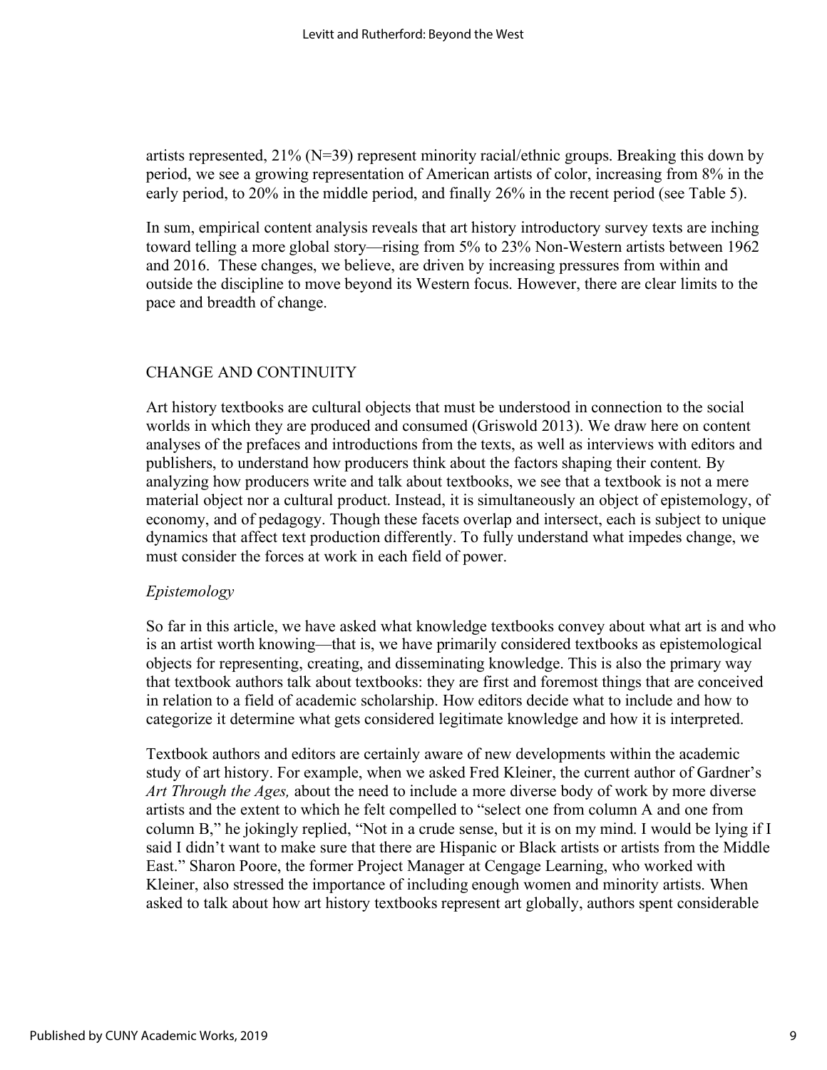artists represented, 21% (N=39) represent minority racial/ethnic groups. Breaking this down by period, we see a growing representation of American artists of color, increasing from 8% in the early period, to 20% in the middle period, and finally 26% in the recent period (see Table 5).

In sum, empirical content analysis reveals that art history introductory survey texts are inching toward telling a more global story—rising from 5% to 23% Non-Western artists between 1962 and 2016. These changes, we believe, are driven by increasing pressures from within and outside the discipline to move beyond its Western focus. However, there are clear limits to the pace and breadth of change.

## CHANGE AND CONTINUITY

Art history textbooks are cultural objects that must be understood in connection to the social worlds in which they are produced and consumed (Griswold 2013). We draw here on content analyses of the prefaces and introductions from the texts, as well as interviews with editors and publishers, to understand how producers think about the factors shaping their content. By analyzing how producers write and talk about textbooks, we see that a textbook is not a mere material object nor a cultural product. Instead, it is simultaneously an object of epistemology, of economy, and of pedagogy. Though these facets overlap and intersect, each is subject to unique dynamics that affect text production differently. To fully understand what impedes change, we must consider the forces at work in each field of power.

### *Epistemology*

So far in this article, we have asked what knowledge textbooks convey about what art is and who is an artist worth knowing—that is, we have primarily considered textbooks as epistemological objects for representing, creating, and disseminating knowledge. This is also the primary way that textbook authors talk about textbooks: they are first and foremost things that are conceived in relation to a field of academic scholarship. How editors decide what to include and how to categorize it determine what gets considered legitimate knowledge and how it is interpreted.

Textbook authors and editors are certainly aware of new developments within the academic study of art history. For example, when we asked Fred Kleiner, the current author of Gardner's *Art Through the Ages,* about the need to include a more diverse body of work by more diverse artists and the extent to which he felt compelled to "select one from column A and one from column B," he jokingly replied, "Not in a crude sense, but it is on my mind. I would be lying if I said I didn't want to make sure that there are Hispanic or Black artists or artists from the Middle East." Sharon Poore, the former Project Manager at Cengage Learning, who worked with Kleiner, also stressed the importance of including enough women and minority artists. When asked to talk about how art history textbooks represent art globally, authors spent considerable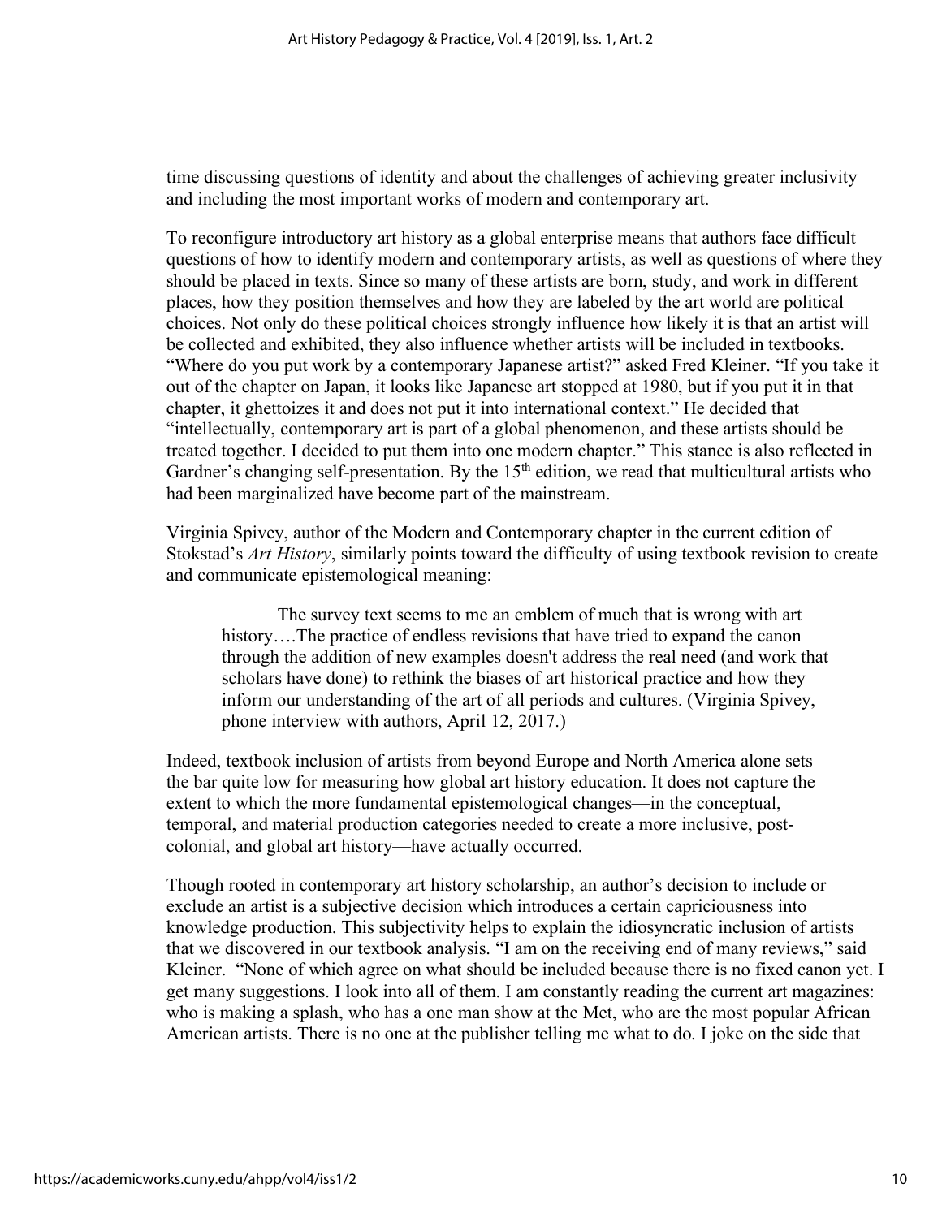time discussing questions of identity and about the challenges of achieving greater inclusivity and including the most important works of modern and contemporary art.

To reconfigure introductory art history as a global enterprise means that authors face difficult questions of how to identify modern and contemporary artists, as well as questions of where they should be placed in texts. Since so many of these artists are born, study, and work in different places, how they position themselves and how they are labeled by the art world are political choices. Not only do these political choices strongly influence how likely it is that an artist will be collected and exhibited, they also influence whether artists will be included in textbooks. "Where do you put work by a contemporary Japanese artist?" asked Fred Kleiner. "If you take it out of the chapter on Japan, it looks like Japanese art stopped at 1980, but if you put it in that chapter, it ghettoizes it and does not put it into international context." He decided that "intellectually, contemporary art is part of a global phenomenon, and these artists should be treated together. I decided to put them into one modern chapter." This stance is also reflected in Gardner's changing self-presentation. By the 15th edition, we read that multicultural artists who had been marginalized have become part of the mainstream.

Virginia Spivey, author of the Modern and Contemporary chapter in the current edition of Stokstad's *Art History*, similarly points toward the difficulty of using textbook revision to create and communicate epistemological meaning:

> The survey text seems to me an emblem of much that is wrong with art history….The practice of endless revisions that have tried to expand the canon through the addition of new examples doesn't address the real need (and work that scholars have done) to rethink the biases of art historical practice and how they inform our understanding of the art of all periods and cultures. (Virginia Spivey, phone interview with authors, April 12, 2017.)

Indeed, textbook inclusion of artists from beyond Europe and North America alone sets the bar quite low for measuring how global art history education. It does not capture the extent to which the more fundamental epistemological changes—in the conceptual, temporal, and material production categories needed to create a more inclusive, post-colonial, and global art history—have actually occurred.

Though rooted in contemporary art history scholarship, an author's decision to include or exclude an artist is a subjective decision which introduces a certain capriciousness into knowledge production. This subjectivity helps to explain the idiosyncratic inclusion of artists that we discovered in our textbook analysis. "I am on the receiving end of many reviews," said Kleiner. "None of which agree on what should be included because there is no fixed canon yet. I get many suggestions. I look into all of them. I am constantly reading the current art magazines: who is making a splash, who has a one man show at the Met, who are the most popular African American artists. There is no one at the publisher telling me what to do. I joke on the side that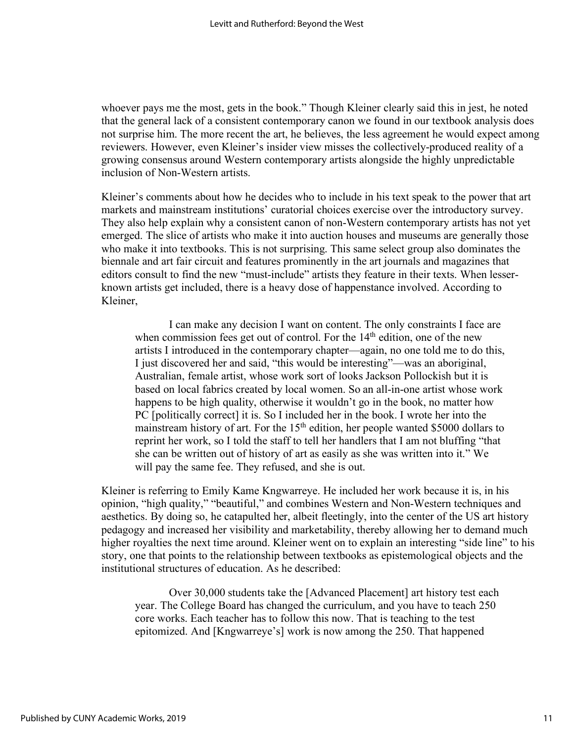whoever pays me the most, gets in the book." Though Kleiner clearly said this in jest, he noted that the general lack of a consistent contemporary canon we found in our textbook analysis does not surprise him. The more recent the art, he believes, the less agreement he would expect among reviewers. However, even Kleiner's insider view misses the collectively-produced reality of a growing consensus around Western contemporary artists alongside the highly unpredictable inclusion of Non-Western artists.

Kleiner's comments about how he decides who to include in his text speak to the power that art markets and mainstream institutions' curatorial choices exercise over the introductory survey. They also help explain why a consistent canon of non-Western contemporary artists has not yet emerged. The slice of artists who make it into auction houses and museums are generally those who make it into textbooks. This is not surprising. This same select group also dominates the biennale and art fair circuit and features prominently in the art journals and magazines that editors consult to find the new "must-include" artists they feature in their texts. When lesser-known artists get included, there is a heavy dose of happenstance involved. According to Kleiner,

> I can make any decision I want on content. The only constraints I face are when commission fees get out of control. For the 14th edition, one of the new artists I introduced in the contemporary chapter—again, no one told me to do this, I just discovered her and said, "this would be interesting"—was an aboriginal, Australian, female artist, whose work sort of looks Jackson Pollockish but it is based on local fabrics created by local women. So an all-in-one artist whose work happens to be high quality, otherwise it wouldn't go in the book, no matter how PC [politically correct] it is. So I included her in the book. I wrote her into the mainstream history of art. For the 15th edition, her people wanted $5000 dollars to reprint her work, so I told the staff to tell her handlers that I am not bluffing "that she can be written out of history of art as easily as she was written into it." We will pay the same fee. They refused, and she is out.

Kleiner is referring to Emily Kame Kngwarreye. He included her work because it is, in his opinion, "high quality," "beautiful," and combines Western and Non-Western techniques and aesthetics. By doing so, he catapulted her, albeit fleetingly, into the center of the US art history pedagogy and increased her visibility and marketability, thereby allowing her to demand much higher royalties the next time around. Kleiner went on to explain an interesting "side line" to his story, one that points to the relationship between textbooks as epistemological objects and the institutional structures of education. As he described:

> Over 30,000 students take the [Advanced Placement] art history test each year. The College Board has changed the curriculum, and you have to teach 250 core works. Each teacher has to follow this now. That is teaching to the test epitomized. And [Kngwarreye's] work is now among the 250. That happened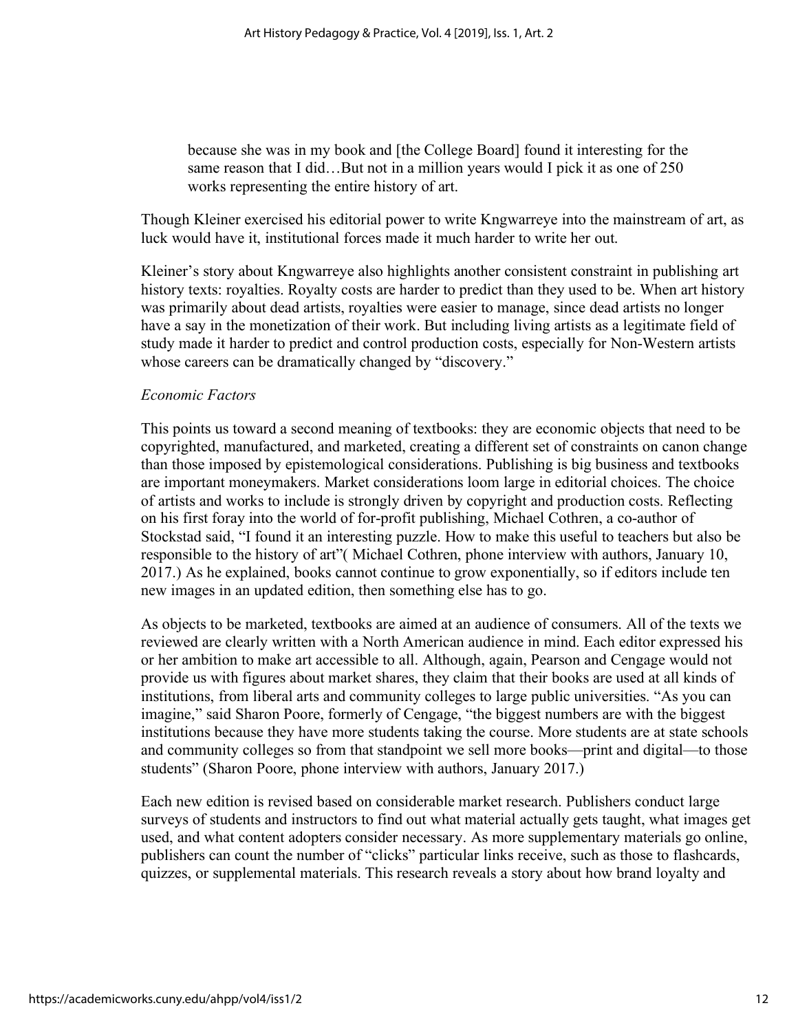> because she was in my book and [the College Board] found it interesting for the same reason that I did…But not in a million years would I pick it as one of 250 works representing the entire history of art.

Though Kleiner exercised his editorial power to write Kngwarreye into the mainstream of art, as luck would have it, institutional forces made it much harder to write her out.

Kleiner's story about Kngwarreye also highlights another consistent constraint in publishing art history texts: royalties. Royalty costs are harder to predict than they used to be. When art history was primarily about dead artists, royalties were easier to manage, since dead artists no longer have a say in the monetization of their work. But including living artists as a legitimate field of study made it harder to predict and control production costs, especially for Non-Western artists whose careers can be dramatically changed by "discovery."

*Economic Factors*

This points us toward a second meaning of textbooks: they are economic objects that need to be copyrighted, manufactured, and marketed, creating a different set of constraints on canon change than those imposed by epistemological considerations. Publishing is big business and textbooks are important moneymakers. Market considerations loom large in editorial choices. The choice of artists and works to include is strongly driven by copyright and production costs. Reflecting on his first foray into the world of for-profit publishing, Michael Cothren, a co-author of Stockstad said, "I found it an interesting puzzle. How to make this useful to teachers but also be responsible to the history of art"( Michael Cothren, phone interview with authors, January 10, 2017.) As he explained, books cannot continue to grow exponentially, so if editors include ten new images in an updated edition, then something else has to go.

As objects to be marketed, textbooks are aimed at an audience of consumers. All of the texts we reviewed are clearly written with a North American audience in mind. Each editor expressed his or her ambition to make art accessible to all. Although, again, Pearson and Cengage would not provide us with figures about market shares, they claim that their books are used at all kinds of institutions, from liberal arts and community colleges to large public universities. "As you can imagine," said Sharon Poore, formerly of Cengage, "the biggest numbers are with the biggest institutions because they have more students taking the course. More students are at state schools and community colleges so from that standpoint we sell more books—print and digital—to those students" (Sharon Poore, phone interview with authors, January 2017.)

Each new edition is revised based on considerable market research. Publishers conduct large surveys of students and instructors to find out what material actually gets taught, what images get used, and what content adopters consider necessary. As more supplementary materials go online, publishers can count the number of "clicks" particular links receive, such as those to flashcards, quizzes, or supplemental materials. This research reveals a story about how brand loyalty and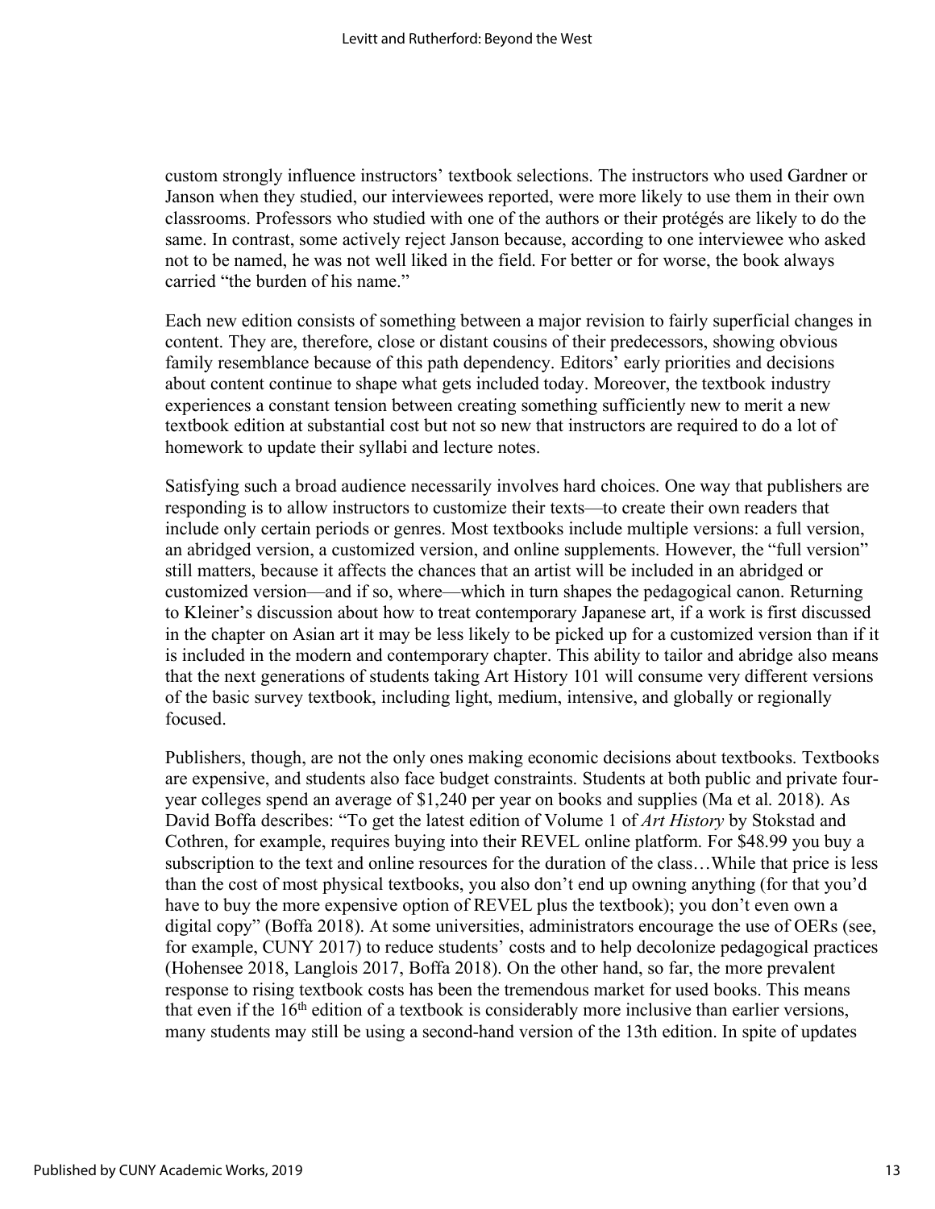custom strongly influence instructors' textbook selections. The instructors who used Gardner or Janson when they studied, our interviewees reported, were more likely to use them in their own classrooms. Professors who studied with one of the authors or their protégés are likely to do the same. In contrast, some actively reject Janson because, according to one interviewee who asked not to be named, he was not well liked in the field. For better or for worse, the book always carried "the burden of his name."

Each new edition consists of something between a major revision to fairly superficial changes in content. They are, therefore, close or distant cousins of their predecessors, showing obvious family resemblance because of this path dependency. Editors' early priorities and decisions about content continue to shape what gets included today. Moreover, the textbook industry experiences a constant tension between creating something sufficiently new to merit a new textbook edition at substantial cost but not so new that instructors are required to do a lot of homework to update their syllabi and lecture notes.

Satisfying such a broad audience necessarily involves hard choices. One way that publishers are responding is to allow instructors to customize their texts—to create their own readers that include only certain periods or genres. Most textbooks include multiple versions: a full version, an abridged version, a customized version, and online supplements. However, the "full version" still matters, because it affects the chances that an artist will be included in an abridged or customized version—and if so, where—which in turn shapes the pedagogical canon. Returning to Kleiner's discussion about how to treat contemporary Japanese art, if a work is first discussed in the chapter on Asian art it may be less likely to be picked up for a customized version than if it is included in the modern and contemporary chapter. This ability to tailor and abridge also means that the next generations of students taking Art History 101 will consume very different versions of the basic survey textbook, including light, medium, intensive, and globally or regionally focused.

Publishers, though, are not the only ones making economic decisions about textbooks. Textbooks are expensive, and students also face budget constraints. Students at both public and private four-year colleges spend an average of $1,240 per year on books and supplies (Ma et al. 2018). As David Boffa describes: "To get the latest edition of Volume 1 of *Art History* by Stokstad and Cothren, for example, requires buying into their REVEL online platform. For $48.99 you buy a subscription to the text and online resources for the duration of the class…While that price is less than the cost of most physical textbooks, you also don't end up owning anything (for that you'd have to buy the more expensive option of REVEL plus the textbook); you don't even own a digital copy" (Boffa 2018). At some universities, administrators encourage the use of OERs (see, for example, CUNY 2017) to reduce students' costs and to help decolonize pedagogical practices (Hohensee 2018, Langlois 2017, Boffa 2018). On the other hand, so far, the more prevalent response to rising textbook costs has been the tremendous market for used books. This means that even if the 16th edition of a textbook is considerably more inclusive than earlier versions, many students may still be using a second-hand version of the 13th edition. In spite of updates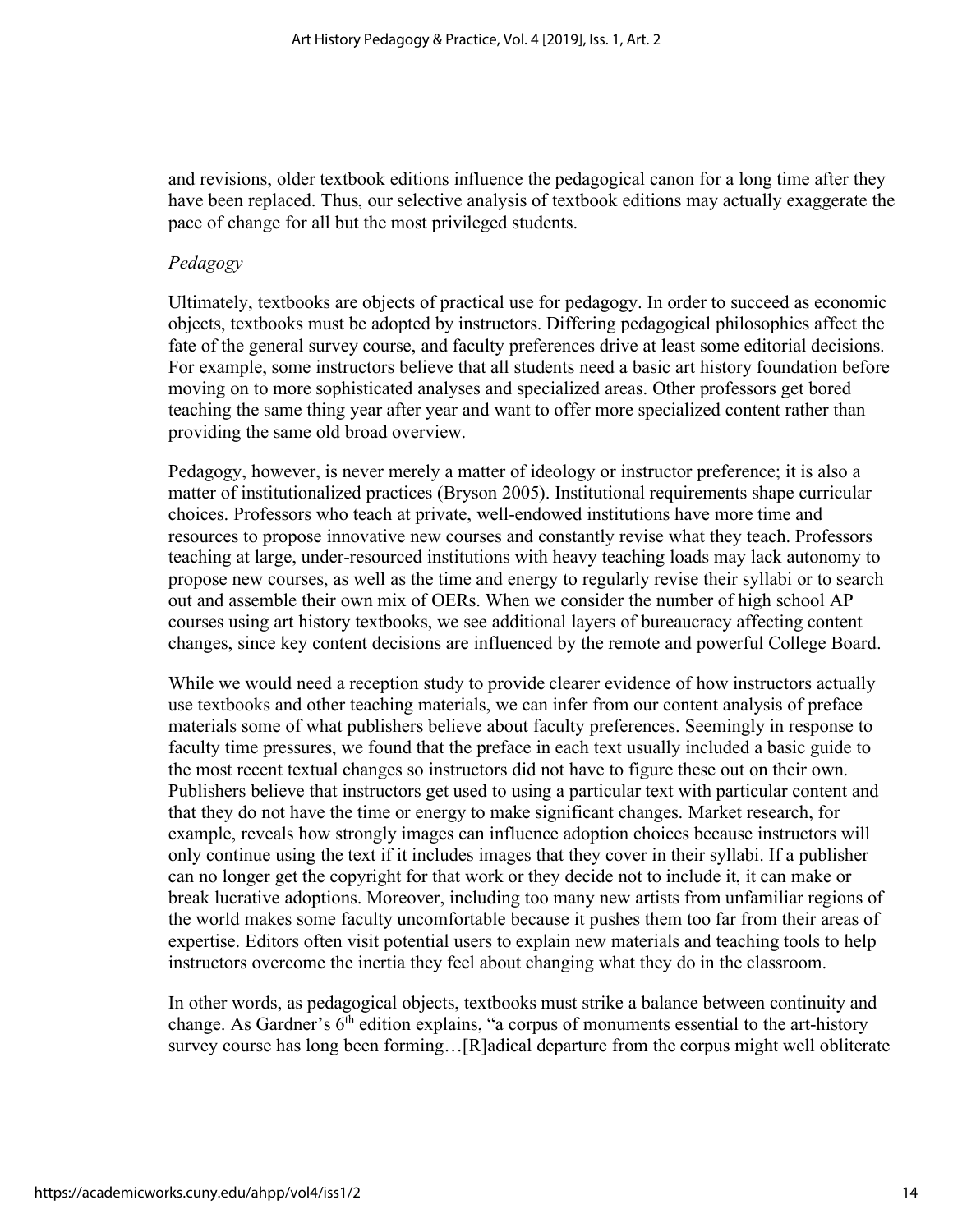and revisions, older textbook editions influence the pedagogical canon for a long time after they have been replaced. Thus, our selective analysis of textbook editions may actually exaggerate the pace of change for all but the most privileged students.

*Pedagogy*

Ultimately, textbooks are objects of practical use for pedagogy. In order to succeed as economic objects, textbooks must be adopted by instructors. Differing pedagogical philosophies affect the fate of the general survey course, and faculty preferences drive at least some editorial decisions. For example, some instructors believe that all students need a basic art history foundation before moving on to more sophisticated analyses and specialized areas. Other professors get bored teaching the same thing year after year and want to offer more specialized content rather than providing the same old broad overview.

Pedagogy, however, is never merely a matter of ideology or instructor preference; it is also a matter of institutionalized practices (Bryson 2005). Institutional requirements shape curricular choices. Professors who teach at private, well-endowed institutions have more time and resources to propose innovative new courses and constantly revise what they teach. Professors teaching at large, under-resourced institutions with heavy teaching loads may lack autonomy to propose new courses, as well as the time and energy to regularly revise their syllabi or to search out and assemble their own mix of OERs. When we consider the number of high school AP courses using art history textbooks, we see additional layers of bureaucracy affecting content changes, since key content decisions are influenced by the remote and powerful College Board.

While we would need a reception study to provide clearer evidence of how instructors actually use textbooks and other teaching materials, we can infer from our content analysis of preface materials some of what publishers believe about faculty preferences. Seemingly in response to faculty time pressures, we found that the preface in each text usually included a basic guide to the most recent textual changes so instructors did not have to figure these out on their own. Publishers believe that instructors get used to using a particular text with particular content and that they do not have the time or energy to make significant changes. Market research, for example, reveals how strongly images can influence adoption choices because instructors will only continue using the text if it includes images that they cover in their syllabi. If a publisher can no longer get the copyright for that work or they decide not to include it, it can make or break lucrative adoptions. Moreover, including too many new artists from unfamiliar regions of the world makes some faculty uncomfortable because it pushes them too far from their areas of expertise. Editors often visit potential users to explain new materials and teaching tools to help instructors overcome the inertia they feel about changing what they do in the classroom.

In other words, as pedagogical objects, textbooks must strike a balance between continuity and change. As Gardner's 6th edition explains, "a corpus of monuments essential to the art-history survey course has long been forming…[R]adical departure from the corpus might well obliterate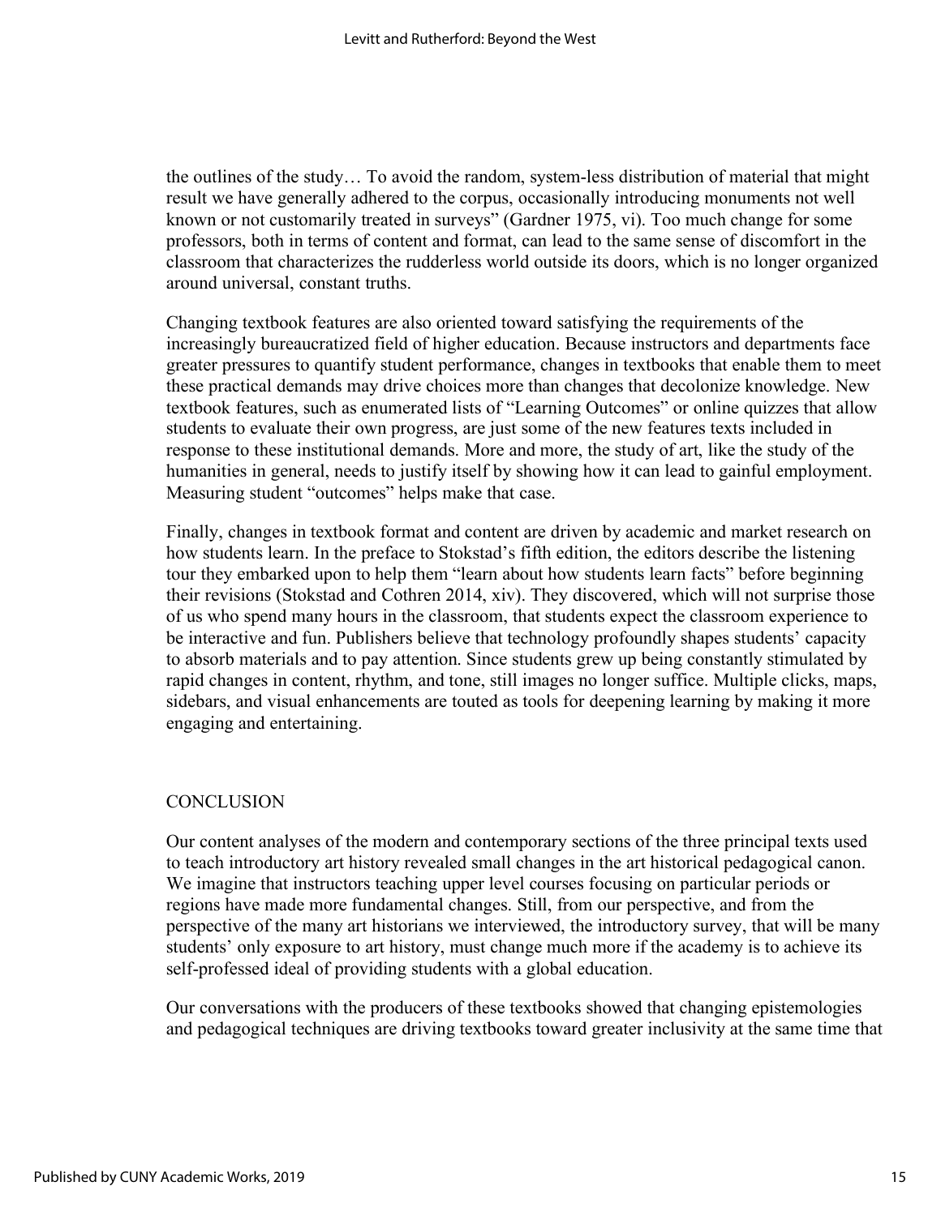the outlines of the study… To avoid the random, system-less distribution of material that might result we have generally adhered to the corpus, occasionally introducing monuments not well known or not customarily treated in surveys" (Gardner 1975, vi). Too much change for some professors, both in terms of content and format, can lead to the same sense of discomfort in the classroom that characterizes the rudderless world outside its doors, which is no longer organized around universal, constant truths.

Changing textbook features are also oriented toward satisfying the requirements of the increasingly bureaucratized field of higher education. Because instructors and departments face greater pressures to quantify student performance, changes in textbooks that enable them to meet these practical demands may drive choices more than changes that decolonize knowledge. New textbook features, such as enumerated lists of "Learning Outcomes" or online quizzes that allow students to evaluate their own progress, are just some of the new features texts included in response to these institutional demands. More and more, the study of art, like the study of the humanities in general, needs to justify itself by showing how it can lead to gainful employment. Measuring student "outcomes" helps make that case.

Finally, changes in textbook format and content are driven by academic and market research on how students learn. In the preface to Stokstad's fifth edition, the editors describe the listening tour they embarked upon to help them "learn about how students learn facts" before beginning their revisions (Stokstad and Cothren 2014, xiv). They discovered, which will not surprise those of us who spend many hours in the classroom, that students expect the classroom experience to be interactive and fun. Publishers believe that technology profoundly shapes students' capacity to absorb materials and to pay attention. Since students grew up being constantly stimulated by rapid changes in content, rhythm, and tone, still images no longer suffice. Multiple clicks, maps, sidebars, and visual enhancements are touted as tools for deepening learning by making it more engaging and entertaining.

## CONCLUSION

Our content analyses of the modern and contemporary sections of the three principal texts used to teach introductory art history revealed small changes in the art historical pedagogical canon. We imagine that instructors teaching upper level courses focusing on particular periods or regions have made more fundamental changes. Still, from our perspective, and from the perspective of the many art historians we interviewed, the introductory survey, that will be many students' only exposure to art history, must change much more if the academy is to achieve its self-professed ideal of providing students with a global education.

Our conversations with the producers of these textbooks showed that changing epistemologies and pedagogical techniques are driving textbooks toward greater inclusivity at the same time that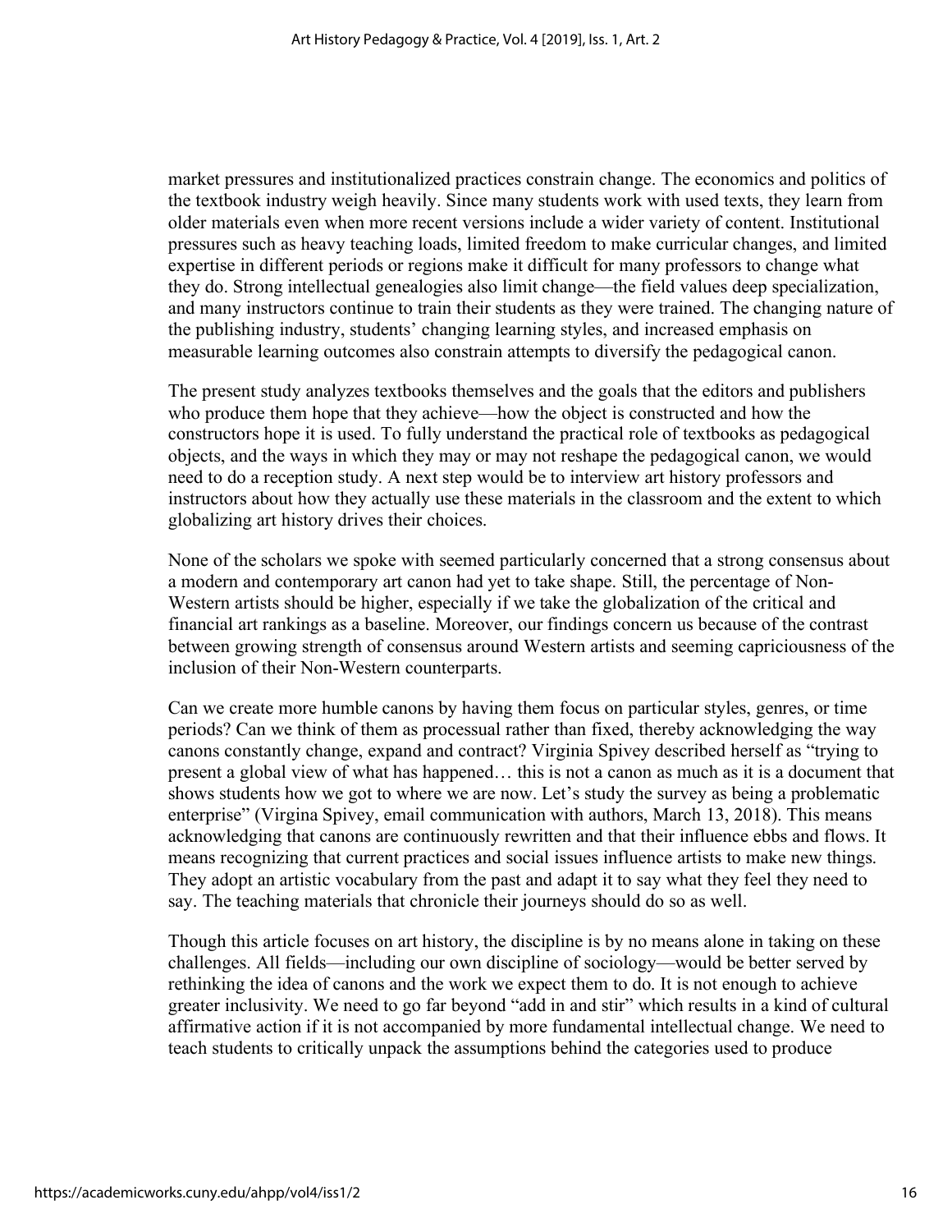market pressures and institutionalized practices constrain change. The economics and politics of the textbook industry weigh heavily. Since many students work with used texts, they learn from older materials even when more recent versions include a wider variety of content. Institutional pressures such as heavy teaching loads, limited freedom to make curricular changes, and limited expertise in different periods or regions make it difficult for many professors to change what they do. Strong intellectual genealogies also limit change—the field values deep specialization, and many instructors continue to train their students as they were trained. The changing nature of the publishing industry, students' changing learning styles, and increased emphasis on measurable learning outcomes also constrain attempts to diversify the pedagogical canon.

The present study analyzes textbooks themselves and the goals that the editors and publishers who produce them hope that they achieve—how the object is constructed and how the constructors hope it is used. To fully understand the practical role of textbooks as pedagogical objects, and the ways in which they may or may not reshape the pedagogical canon, we would need to do a reception study. A next step would be to interview art history professors and instructors about how they actually use these materials in the classroom and the extent to which globalizing art history drives their choices.

None of the scholars we spoke with seemed particularly concerned that a strong consensus about a modern and contemporary art canon had yet to take shape. Still, the percentage of Non-Western artists should be higher, especially if we take the globalization of the critical and financial art rankings as a baseline. Moreover, our findings concern us because of the contrast between growing strength of consensus around Western artists and seeming capriciousness of the inclusion of their Non-Western counterparts.

Can we create more humble canons by having them focus on particular styles, genres, or time periods? Can we think of them as processual rather than fixed, thereby acknowledging the way canons constantly change, expand and contract? Virginia Spivey described herself as "trying to present a global view of what has happened… this is not a canon as much as it is a document that shows students how we got to where we are now. Let's study the survey as being a problematic enterprise" (Virgina Spivey, email communication with authors, March 13, 2018). This means acknowledging that canons are continuously rewritten and that their influence ebbs and flows. It means recognizing that current practices and social issues influence artists to make new things. They adopt an artistic vocabulary from the past and adapt it to say what they feel they need to say. The teaching materials that chronicle their journeys should do so as well.

Though this article focuses on art history, the discipline is by no means alone in taking on these challenges. All fields—including our own discipline of sociology—would be better served by rethinking the idea of canons and the work we expect them to do. It is not enough to achieve greater inclusivity. We need to go far beyond "add in and stir" which results in a kind of cultural affirmative action if it is not accompanied by more fundamental intellectual change. We need to teach students to critically unpack the assumptions behind the categories used to produce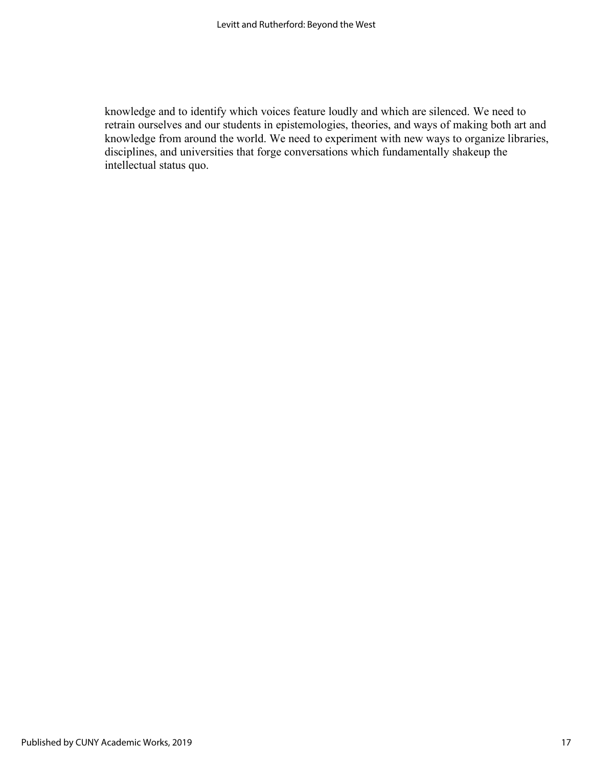knowledge and to identify which voices feature loudly and which are silenced. We need to retrain ourselves and our students in epistemologies, theories, and ways of making both art and knowledge from around the world. We need to experiment with new ways to organize libraries, disciplines, and universities that forge conversations which fundamentally shakeup the intellectual status quo.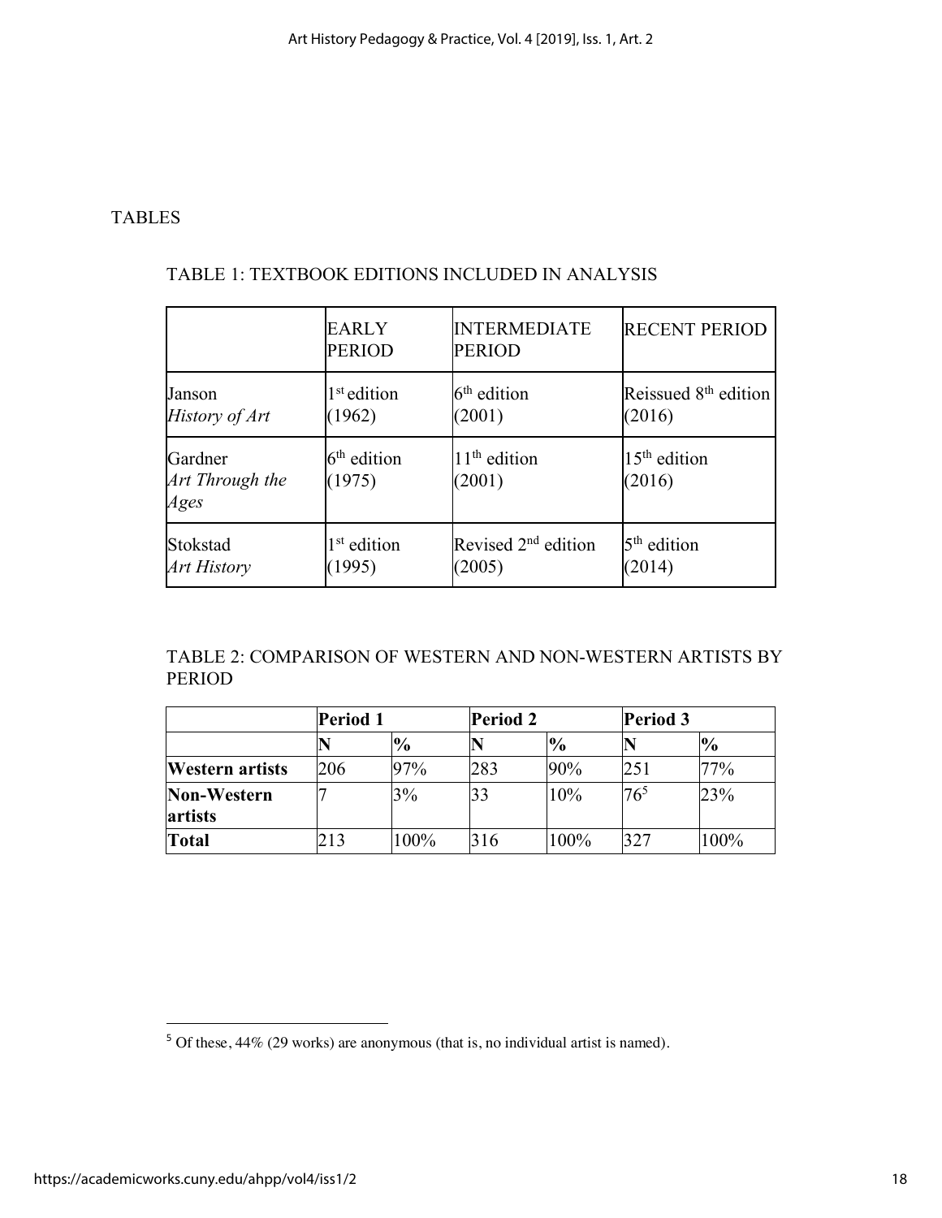## TABLES

### TABLE 1: TEXTBOOK EDITIONS INCLUDED IN ANALYSIS

| | EARLY PERIOD | INTERMEDIATE PERIOD | RECENT PERIOD |
|---|---|---|---|
| Janson *History of Art* | 1st edition (1962) | 6th edition (2001) | Reissued 8th edition (2016) |
| Gardner *Art Through the Ages* | 6th edition (1975) | 11th edition (2001) | 15th edition (2016) |
| Stokstad *Art History* | 1st edition (1995) | Revised 2nd edition (2005) | 5th edition (2014) |

### TABLE 2: COMPARISON OF WESTERN AND NON-WESTERN ARTISTS BY PERIOD

| | **Period 1** | | **Period 2** | | **Period 3** | |
|---|---|---|---|---|---|---|
| | **N** | **%** | **N** | **%** | **N** | **%** |
| **Western artists** | 206 | 97% | 283 | 90% | 251 | 77% |
| **Non-Western artists** | 7 | 3% | 33 | 10% | 76[5] | 23% |
| **Total** | 213 | 100% | 316 | 100% | 327 | 100% |

[5] Of these, 44% (29 works) are anonymous (that is, no individual artist is named).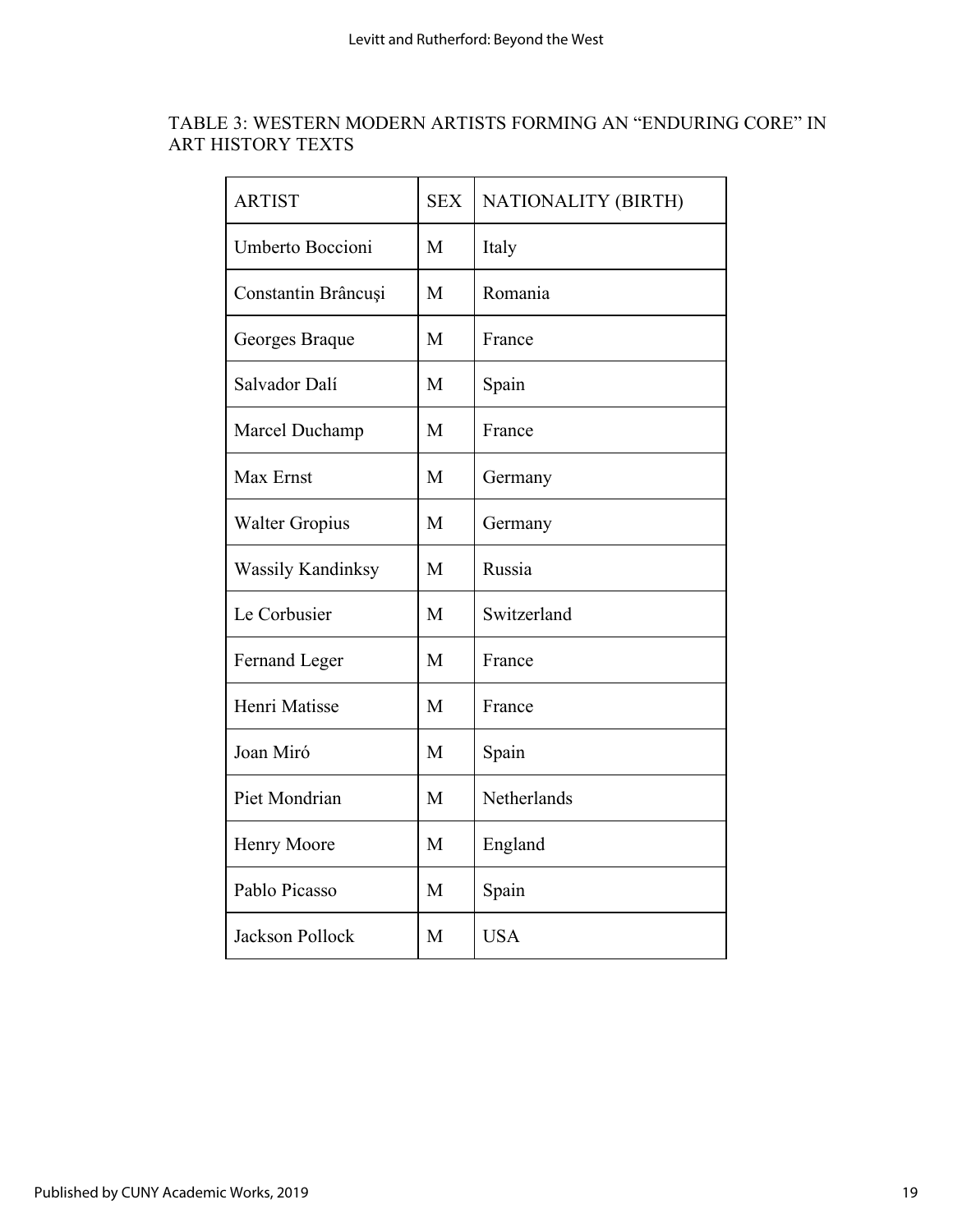TABLE 3: WESTERN MODERN ARTISTS FORMING AN "ENDURING CORE" IN ART HISTORY TEXTS

| ARTIST | SEX | NATIONALITY (BIRTH) |
|---|---|---|
| Umberto Boccioni | M | Italy |
| Constantin Brâncuşi | M | Romania |
| Georges Braque | M | France |
| Salvador Dalí | M | Spain |
| Marcel Duchamp | M | France |
| Max Ernst | M | Germany |
| Walter Gropius | M | Germany |
| Wassily Kandinksy | M | Russia |
| Le Corbusier | M | Switzerland |
| Fernand Leger | M | France |
| Henri Matisse | M | France |
| Joan Miró | M | Spain |
| Piet Mondrian | M | Netherlands |
| Henry Moore | M | England |
| Pablo Picasso | M | Spain |
| Jackson Pollock | M | USA |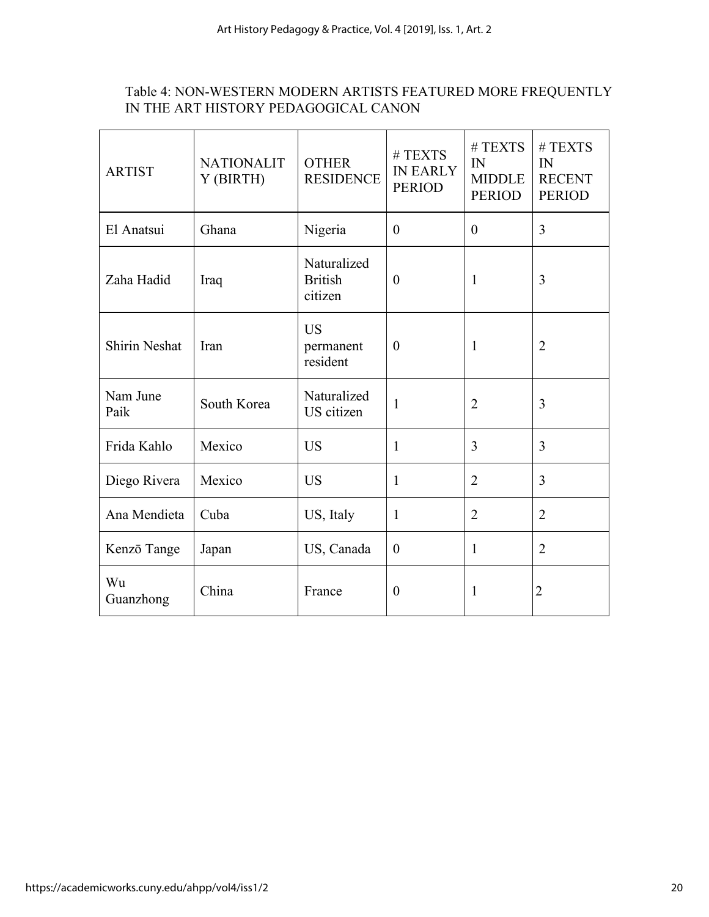Table 4: NON-WESTERN MODERN ARTISTS FEATURED MORE FREQUENTLY IN THE ART HISTORY PEDAGOGICAL CANON

| ARTIST | NATIONALITY (BIRTH) | OTHER RESIDENCE | # TEXTS IN EARLY PERIOD | # TEXTS IN MIDDLE PERIOD | # TEXTS IN RECENT PERIOD |
|---|---|---|---|---|---|
| El Anatsui | Ghana | Nigeria | 0 | 0 | 3 |
| Zaha Hadid | Iraq | Naturalized British citizen | 0 | 1 | 3 |
| Shirin Neshat | Iran | US permanent resident | 0 | 1 | 2 |
| Nam June Paik | South Korea | Naturalized US citizen | 1 | 2 | 3 |
| Frida Kahlo | Mexico | US | 1 | 3 | 3 |
| Diego Rivera | Mexico | US | 1 | 2 | 3 |
| Ana Mendieta | Cuba | US, Italy | 1 | 2 | 2 |
| Kenzō Tange | Japan | US, Canada | 0 | 1 | 2 |
| Wu Guanzhong | China | France | 0 | 1 | 2 |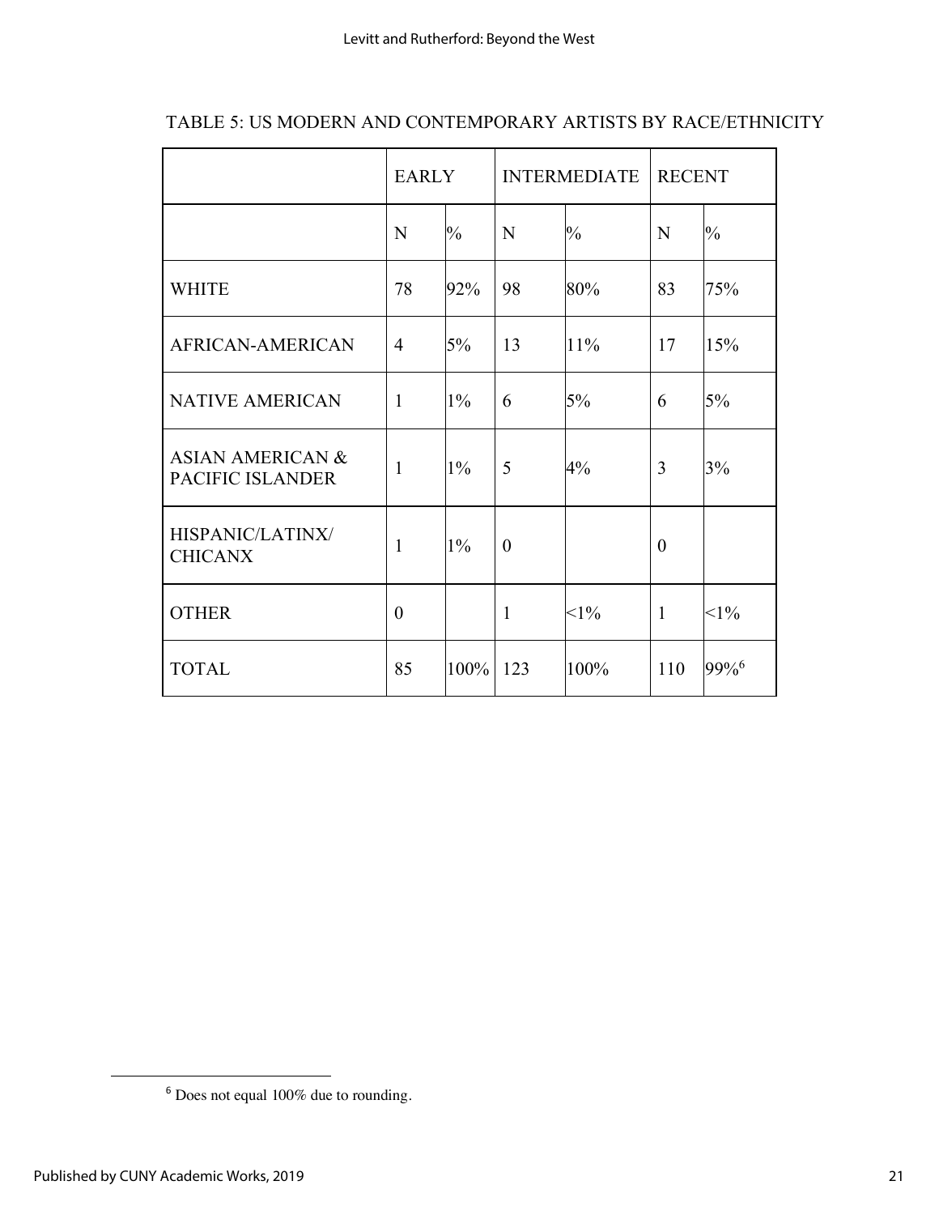TABLE 5: US MODERN AND CONTEMPORARY ARTISTS BY RACE/ETHNICITY

| | EARLY | | INTERMEDIATE | | RECENT | |
|---|---|---|---|---|---|---|
| | N | % | N | % | N | % |
| WHITE | 78 | 92% | 98 | 80% | 83 | 75% |
| AFRICAN-AMERICAN | 4 | 5% | 13 | 11% | 17 | 15% |
| NATIVE AMERICAN | 1 | 1% | 6 | 5% | 6 | 5% |
| ASIAN AMERICAN & PACIFIC ISLANDER | 1 | 1% | 5 | 4% | 3 | 3% |
| HISPANIC/LATINX/ CHICANX | 1 | 1% | 0 | | 0 | |
| OTHER | 0 | | 1 | <1% | 1 | <1% |
| TOTAL | 85 | 100% | 123 | 100% | 110 | 99%[6] |

[6] Does not equal 100% due to rounding.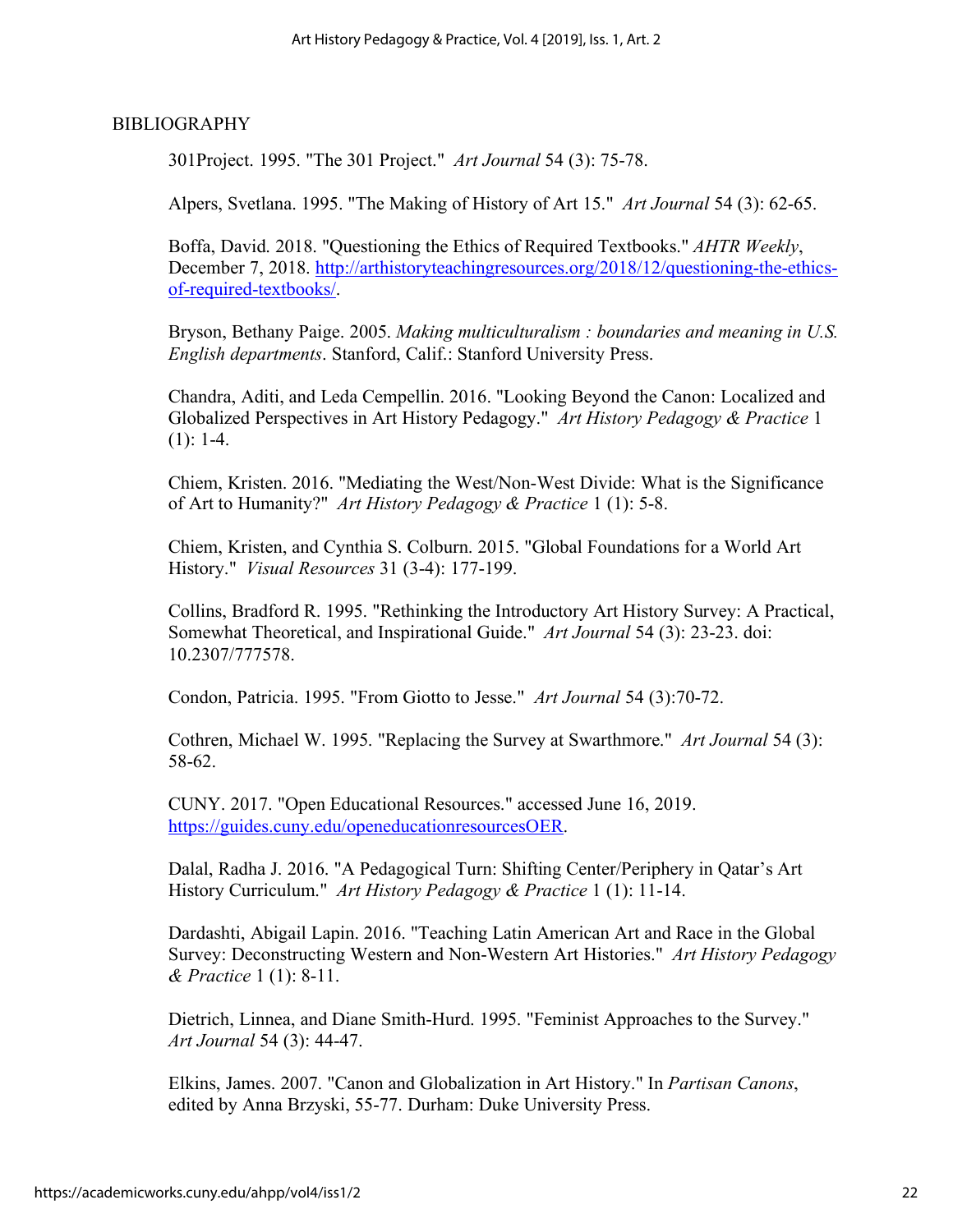# BIBLIOGRAPHY

301Project. 1995. "The 301 Project." *Art Journal* 54 (3): 75-78.

Alpers, Svetlana. 1995. "The Making of History of Art 15." *Art Journal* 54 (3): 62-65.

Boffa, David. 2018. "Questioning the Ethics of Required Textbooks." *AHTR Weekly*, December 7, 2018. http://arthistoryteachingresources.org/2018/12/questioning-the-ethics-of-required-textbooks/.

Bryson, Bethany Paige. 2005. *Making multiculturalism : boundaries and meaning in U.S. English departments*. Stanford, Calif.: Stanford University Press.

Chandra, Aditi, and Leda Cempellin. 2016. "Looking Beyond the Canon: Localized and Globalized Perspectives in Art History Pedagogy." *Art History Pedagogy & Practice* 1 (1): 1-4.

Chiem, Kristen. 2016. "Mediating the West/Non-West Divide: What is the Significance of Art to Humanity?" *Art History Pedagogy & Practice* 1 (1): 5-8.

Chiem, Kristen, and Cynthia S. Colburn. 2015. "Global Foundations for a World Art History." *Visual Resources* 31 (3-4): 177-199.

Collins, Bradford R. 1995. "Rethinking the Introductory Art History Survey: A Practical, Somewhat Theoretical, and Inspirational Guide." *Art Journal* 54 (3): 23-23. doi: 10.2307/777578.

Condon, Patricia. 1995. "From Giotto to Jesse." *Art Journal* 54 (3):70-72.

Cothren, Michael W. 1995. "Replacing the Survey at Swarthmore." *Art Journal* 54 (3): 58-62.

CUNY. 2017. "Open Educational Resources." accessed June 16, 2019. https://guides.cuny.edu/openeducationresourcesOER.

Dalal, Radha J. 2016. "A Pedagogical Turn: Shifting Center/Periphery in Qatar's Art History Curriculum." *Art History Pedagogy & Practice* 1 (1): 11-14.

Dardashti, Abigail Lapin. 2016. "Teaching Latin American Art and Race in the Global Survey: Deconstructing Western and Non-Western Art Histories." *Art History Pedagogy & Practice* 1 (1): 8-11.

Dietrich, Linnea, and Diane Smith-Hurd. 1995. "Feminist Approaches to the Survey." *Art Journal* 54 (3): 44-47.

Elkins, James. 2007. "Canon and Globalization in Art History." In *Partisan Canons*, edited by Anna Brzyski, 55-77. Durham: Duke University Press.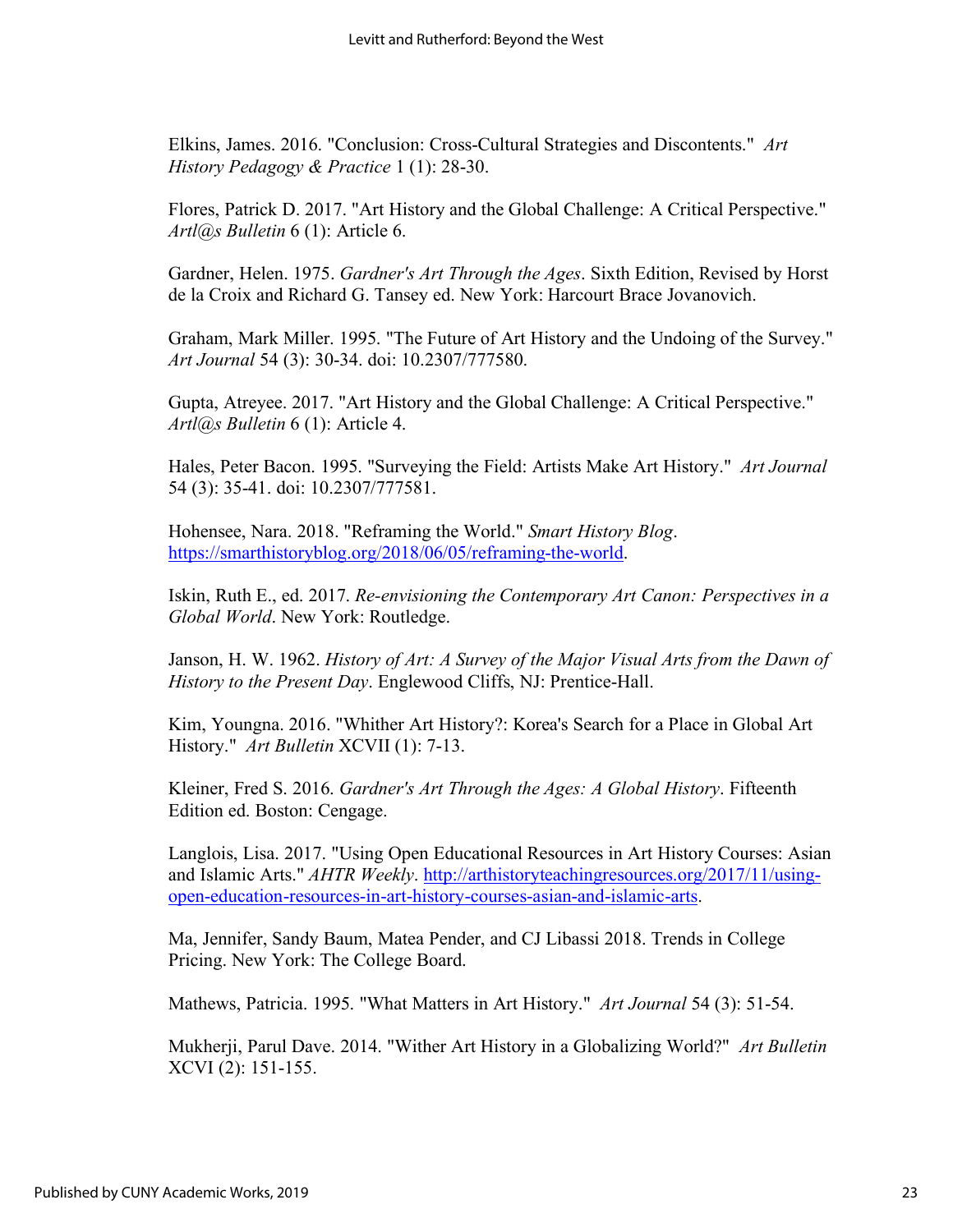Elkins, James. 2016. "Conclusion: Cross-Cultural Strategies and Discontents." *Art History Pedagogy & Practice* 1 (1): 28-30.

Flores, Patrick D. 2017. "Art History and the Global Challenge: A Critical Perspective." *Artl@s Bulletin* 6 (1): Article 6.

Gardner, Helen. 1975. *Gardner's Art Through the Ages*. Sixth Edition, Revised by Horst de la Croix and Richard G. Tansey ed. New York: Harcourt Brace Jovanovich.

Graham, Mark Miller. 1995. "The Future of Art History and the Undoing of the Survey." *Art Journal* 54 (3): 30-34. doi: 10.2307/777580.

Gupta, Atreyee. 2017. "Art History and the Global Challenge: A Critical Perspective." *Artl@s Bulletin* 6 (1): Article 4.

Hales, Peter Bacon. 1995. "Surveying the Field: Artists Make Art History." *Art Journal* 54 (3): 35-41. doi: 10.2307/777581.

Hohensee, Nara. 2018. "Reframing the World." *Smart History Blog*. https://smarthistoryblog.org/2018/06/05/reframing-the-world.

Iskin, Ruth E., ed. 2017. *Re-envisioning the Contemporary Art Canon: Perspectives in a Global World*. New York: Routledge.

Janson, H. W. 1962. *History of Art: A Survey of the Major Visual Arts from the Dawn of History to the Present Day*. Englewood Cliffs, NJ: Prentice-Hall.

Kim, Youngna. 2016. "Whither Art History?: Korea's Search for a Place in Global Art History." *Art Bulletin* XCVII (1): 7-13.

Kleiner, Fred S. 2016. *Gardner's Art Through the Ages: A Global History*. Fifteenth Edition ed. Boston: Cengage.

Langlois, Lisa. 2017. "Using Open Educational Resources in Art History Courses: Asian and Islamic Arts." *AHTR Weekly*. http://arthistoryteachingresources.org/2017/11/using-open-education-resources-in-art-history-courses-asian-and-islamic-arts.

Ma, Jennifer, Sandy Baum, Matea Pender, and CJ Libassi 2018. Trends in College Pricing. New York: The College Board.

Mathews, Patricia. 1995. "What Matters in Art History." *Art Journal* 54 (3): 51-54.

Mukherji, Parul Dave. 2014. "Wither Art History in a Globalizing World?" *Art Bulletin* XCVI (2): 151-155.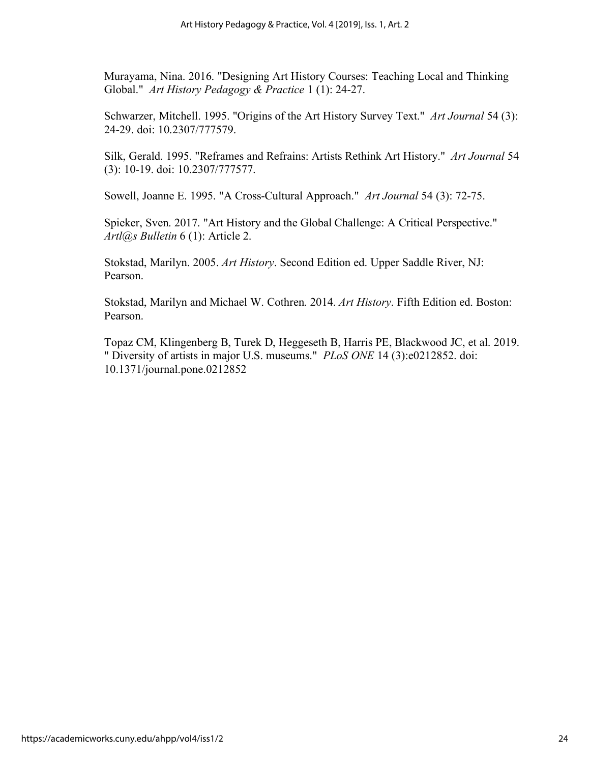Murayama, Nina. 2016. "Designing Art History Courses: Teaching Local and Thinking Global." *Art History Pedagogy & Practice* 1 (1): 24-27.

Schwarzer, Mitchell. 1995. "Origins of the Art History Survey Text." *Art Journal* 54 (3): 24-29. doi: 10.2307/777579.

Silk, Gerald. 1995. "Reframes and Refrains: Artists Rethink Art History." *Art Journal* 54 (3): 10-19. doi: 10.2307/777577.

Sowell, Joanne E. 1995. "A Cross-Cultural Approach." *Art Journal* 54 (3): 72-75.

Spieker, Sven. 2017. "Art History and the Global Challenge: A Critical Perspective." *Artl@s Bulletin* 6 (1): Article 2.

Stokstad, Marilyn. 2005. *Art History*. Second Edition ed. Upper Saddle River, NJ: Pearson.

Stokstad, Marilyn and Michael W. Cothren. 2014. *Art History*. Fifth Edition ed. Boston: Pearson.

Topaz CM, Klingenberg B, Turek D, Heggeseth B, Harris PE, Blackwood JC, et al. 2019. " Diversity of artists in major U.S. museums." *PLoS ONE* 14 (3):e0212852. doi: 10.1371/journal.pone.0212852